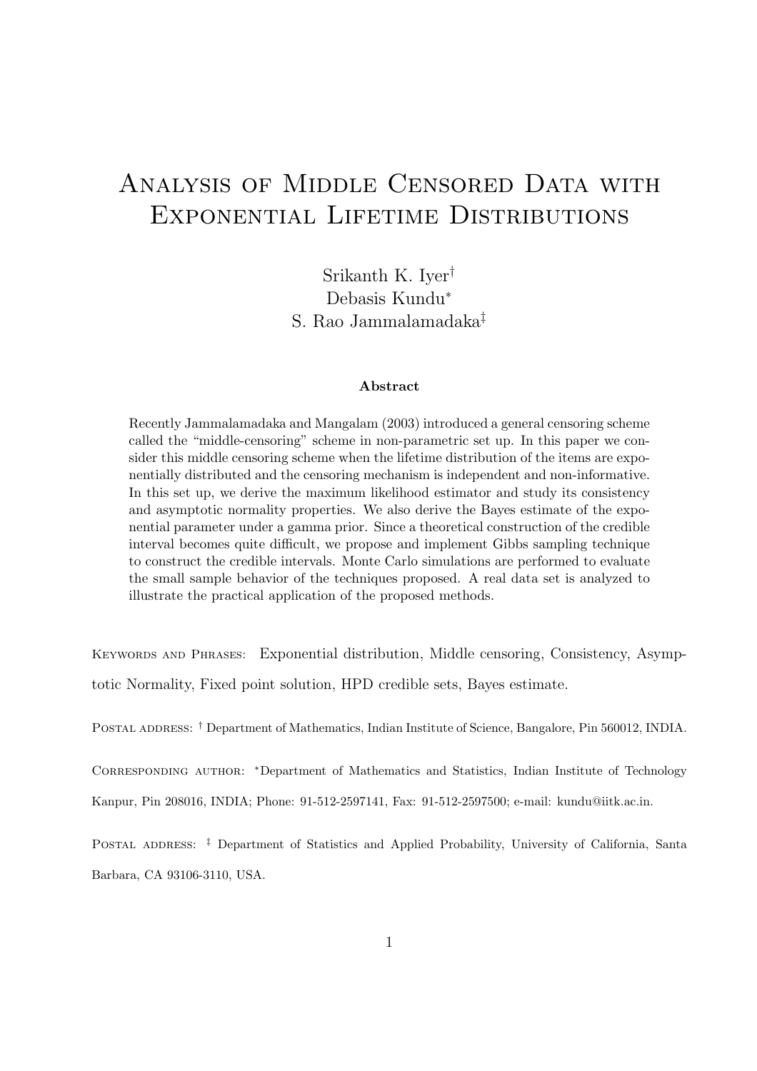# Analysis of Middle Censored Data with Exponential Lifetime Distributions

Srikanth K. Iyer[†]
Debasis Kundu[*]
S. Rao Jammalamadaka[‡]

**Abstract**

Recently Jammalamadaka and Mangalam (2003) introduced a general censoring scheme called the "middle-censoring" scheme in non-parametric set up. In this paper we consider this middle censoring scheme when the lifetime distribution of the items are exponentially distributed and the censoring mechanism is independent and non-informative. In this set up, we derive the maximum likelihood estimator and study its consistency and asymptotic normality properties. We also derive the Bayes estimate of the exponential parameter under a gamma prior. Since a theoretical construction of the credible interval becomes quite difficult, we propose and implement Gibbs sampling technique to construct the credible intervals. Monte Carlo simulations are performed to evaluate the small sample behavior of the techniques proposed. A real data set is analyzed to illustrate the practical application of the proposed methods.

Keywords and Phrases: Exponential distribution, Middle censoring, Consistency, Asymptotic Normality, Fixed point solution, HPD credible sets, Bayes estimate.

Postal address: [†] Department of Mathematics, Indian Institute of Science, Bangalore, Pin 560012, INDIA.

Corresponding author: [*]Department of Mathematics and Statistics, Indian Institute of Technology Kanpur, Pin 208016, INDIA; Phone: 91-512-2597141, Fax: 91-512-2597500; e-mail: kundu@iitk.ac.in.

Postal address: [‡] Department of Statistics and Applied Probability, University of California, Santa Barbara, CA 93106-3110, USA.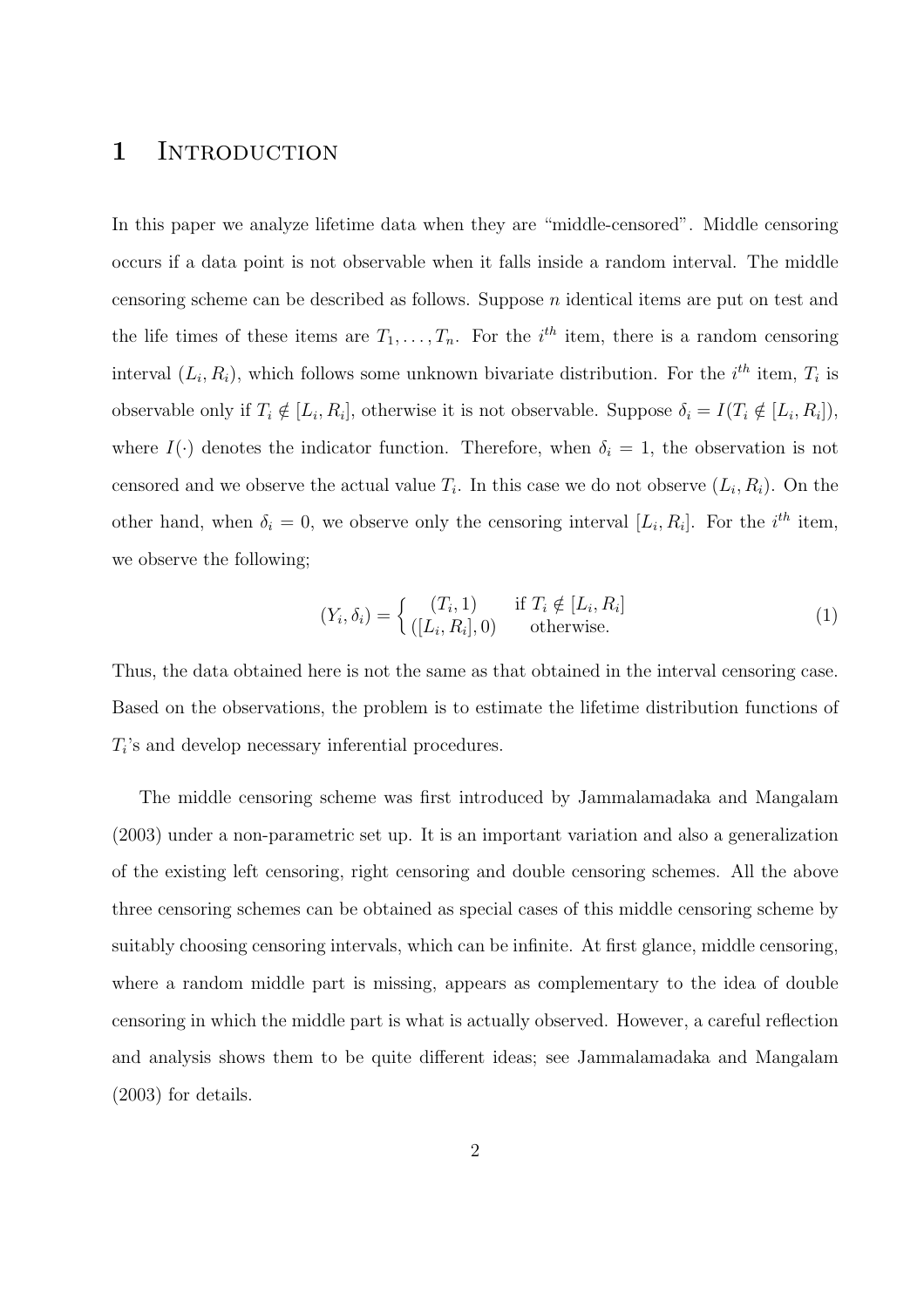# 1 Introduction

In this paper we analyze lifetime data when they are "middle-censored". Middle censoring occurs if a data point is not observable when it falls inside a random interval. The middle censoring scheme can be described as follows. Suppose $n$ identical items are put on test and the life times of these items are $T_1, \ldots, T_n$. For the $i^{th}$ item, there is a random censoring interval $(L_i, R_i)$, which follows some unknown bivariate distribution. For the $i^{th}$ item, $T_i$ is observable only if $T_i \notin [L_i, R_i]$, otherwise it is not observable. Suppose $\delta_i = I(T_i \notin [L_i, R_i])$, where $I(\cdot)$ denotes the indicator function. Therefore, when $\delta_i = 1$, the observation is not censored and we observe the actual value $T_i$. In this case we do not observe $(L_i, R_i)$. On the other hand, when $\delta_i = 0$, we observe only the censoring interval $[L_i, R_i]$. For the $i^{th}$ item, we observe the following;

$$(Y_i, \delta_i) = \begin{cases} (T_i, 1) & \text{if } T_i \notin [L_i, R_i] \\ ([L_i, R_i], 0) & \text{otherwise.} \end{cases} \tag{1}$$

Thus, the data obtained here is not the same as that obtained in the interval censoring case. Based on the observations, the problem is to estimate the lifetime distribution functions of $T_i$'s and develop necessary inferential procedures.

The middle censoring scheme was first introduced by Jammalamadaka and Mangalam (2003) under a non-parametric set up. It is an important variation and also a generalization of the existing left censoring, right censoring and double censoring schemes. All the above three censoring schemes can be obtained as special cases of this middle censoring scheme by suitably choosing censoring intervals, which can be infinite. At first glance, middle censoring, where a random middle part is missing, appears as complementary to the idea of double censoring in which the middle part is what is actually observed. However, a careful reflection and analysis shows them to be quite different ideas; see Jammalamadaka and Mangalam (2003) for details.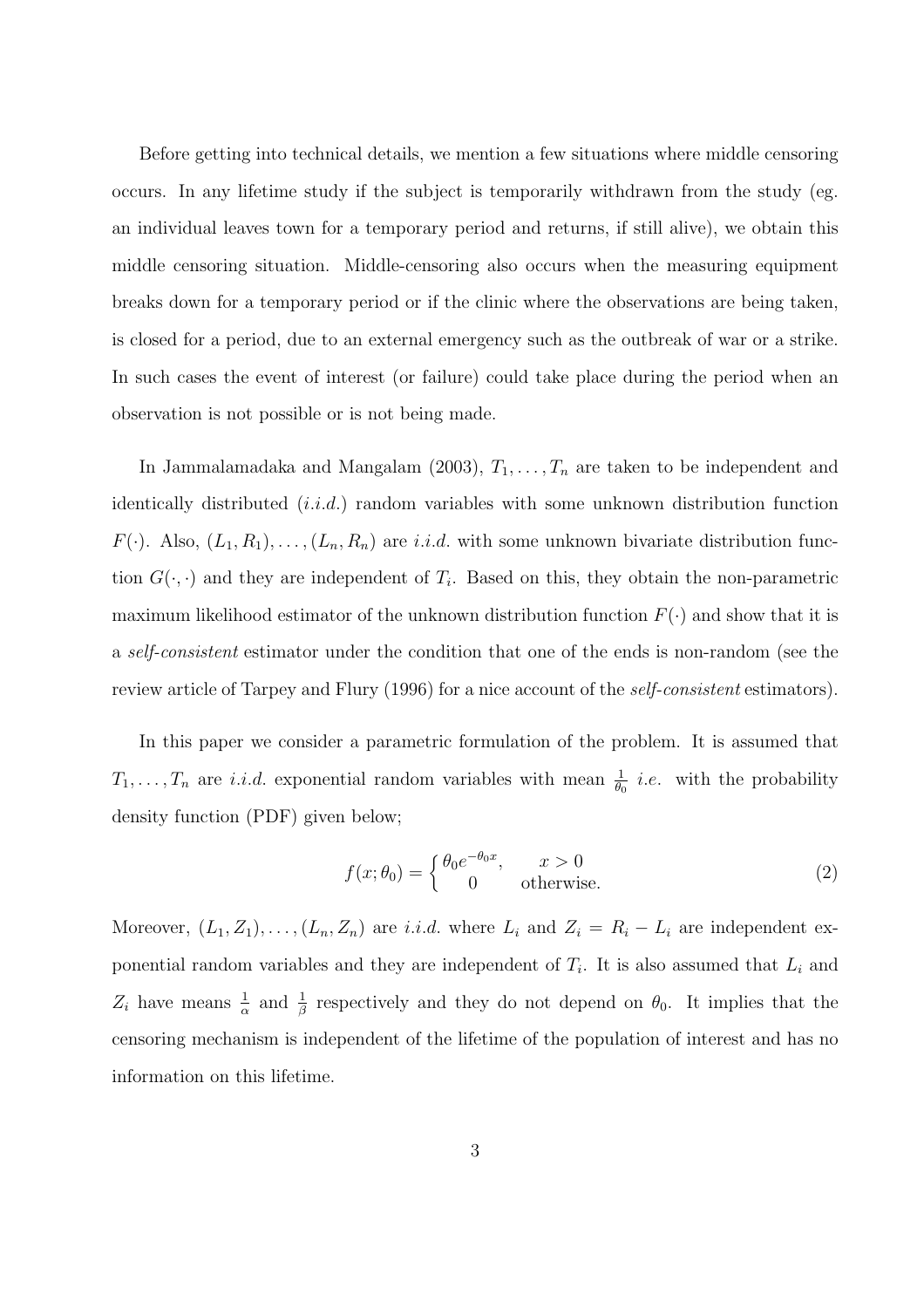Before getting into technical details, we mention a few situations where middle censoring occurs. In any lifetime study if the subject is temporarily withdrawn from the study (eg. an individual leaves town for a temporary period and returns, if still alive), we obtain this middle censoring situation. Middle-censoring also occurs when the measuring equipment breaks down for a temporary period or if the clinic where the observations are being taken, is closed for a period, due to an external emergency such as the outbreak of war or a strike. In such cases the event of interest (or failure) could take place during the period when an observation is not possible or is not being made.

In Jammalamadaka and Mangalam (2003), $T_1, \ldots, T_n$ are taken to be independent and identically distributed (*i.i.d.*) random variables with some unknown distribution function $F(\cdot)$. Also, $(L_1, R_1), \ldots, (L_n, R_n)$ are *i.i.d.* with some unknown bivariate distribution function $G(\cdot, \cdot)$ and they are independent of $T_i$. Based on this, they obtain the non-parametric maximum likelihood estimator of the unknown distribution function $F(\cdot)$ and show that it is a *self-consistent* estimator under the condition that one of the ends is non-random (see the review article of Tarpey and Flury (1996) for a nice account of the *self-consistent* estimators).

In this paper we consider a parametric formulation of the problem. It is assumed that $T_1, \ldots, T_n$ are *i.i.d.* exponential random variables with mean $\frac{1}{\theta_0}$ *i.e.* with the probability density function (PDF) given below;

$$f(x; \theta_0) = \begin{cases} \theta_0 e^{-\theta_0 x}, & x > 0 \\ 0 & \text{otherwise.} \end{cases} \tag{2}$$

Moreover, $(L_1, Z_1), \ldots, (L_n, Z_n)$ are *i.i.d.* where $L_i$ and $Z_i = R_i - L_i$ are independent exponential random variables and they are independent of $T_i$. It is also assumed that $L_i$ and $Z_i$ have means $\frac{1}{\alpha}$ and $\frac{1}{\beta}$ respectively and they do not depend on $\theta_0$. It implies that the censoring mechanism is independent of the lifetime of the population of interest and has no information on this lifetime.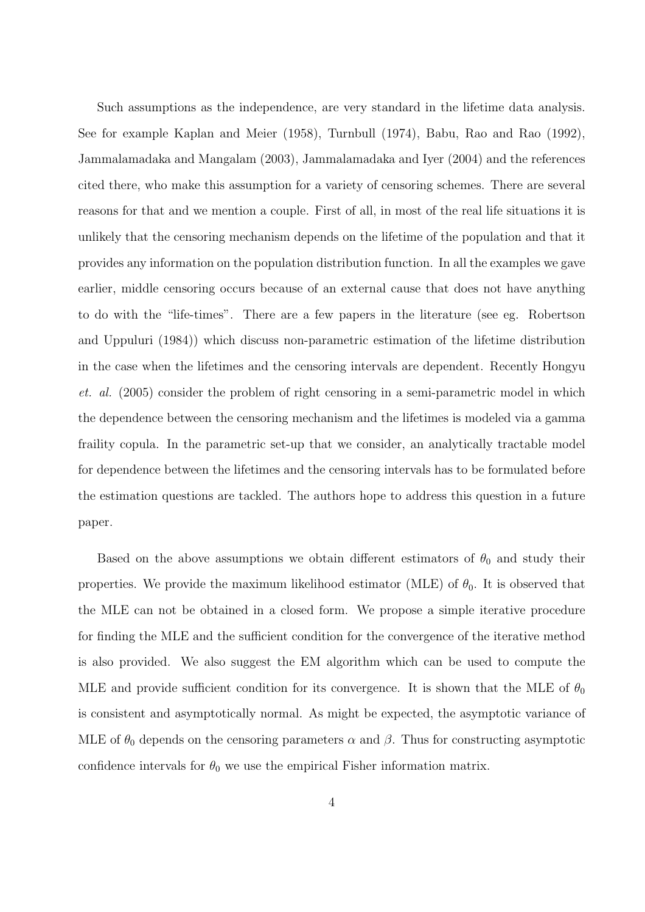Such assumptions as the independence, are very standard in the lifetime data analysis. See for example Kaplan and Meier (1958), Turnbull (1974), Babu, Rao and Rao (1992), Jammalamadaka and Mangalam (2003), Jammalamadaka and Iyer (2004) and the references cited there, who make this assumption for a variety of censoring schemes. There are several reasons for that and we mention a couple. First of all, in most of the real life situations it is unlikely that the censoring mechanism depends on the lifetime of the population and that it provides any information on the population distribution function. In all the examples we gave earlier, middle censoring occurs because of an external cause that does not have anything to do with the "life-times". There are a few papers in the literature (see eg. Robertson and Uppuluri (1984)) which discuss non-parametric estimation of the lifetime distribution in the case when the lifetimes and the censoring intervals are dependent. Recently Hongyu *et. al.* (2005) consider the problem of right censoring in a semi-parametric model in which the dependence between the censoring mechanism and the lifetimes is modeled via a gamma fraility copula. In the parametric set-up that we consider, an analytically tractable model for dependence between the lifetimes and the censoring intervals has to be formulated before the estimation questions are tackled. The authors hope to address this question in a future paper.

Based on the above assumptions we obtain different estimators of $\theta_0$ and study their properties. We provide the maximum likelihood estimator (MLE) of $\theta_0$. It is observed that the MLE can not be obtained in a closed form. We propose a simple iterative procedure for finding the MLE and the sufficient condition for the convergence of the iterative method is also provided. We also suggest the EM algorithm which can be used to compute the MLE and provide sufficient condition for its convergence. It is shown that the MLE of $\theta_0$ is consistent and asymptotically normal. As might be expected, the asymptotic variance of MLE of $\theta_0$ depends on the censoring parameters $\alpha$ and $\beta$. Thus for constructing asymptotic confidence intervals for $\theta_0$ we use the empirical Fisher information matrix.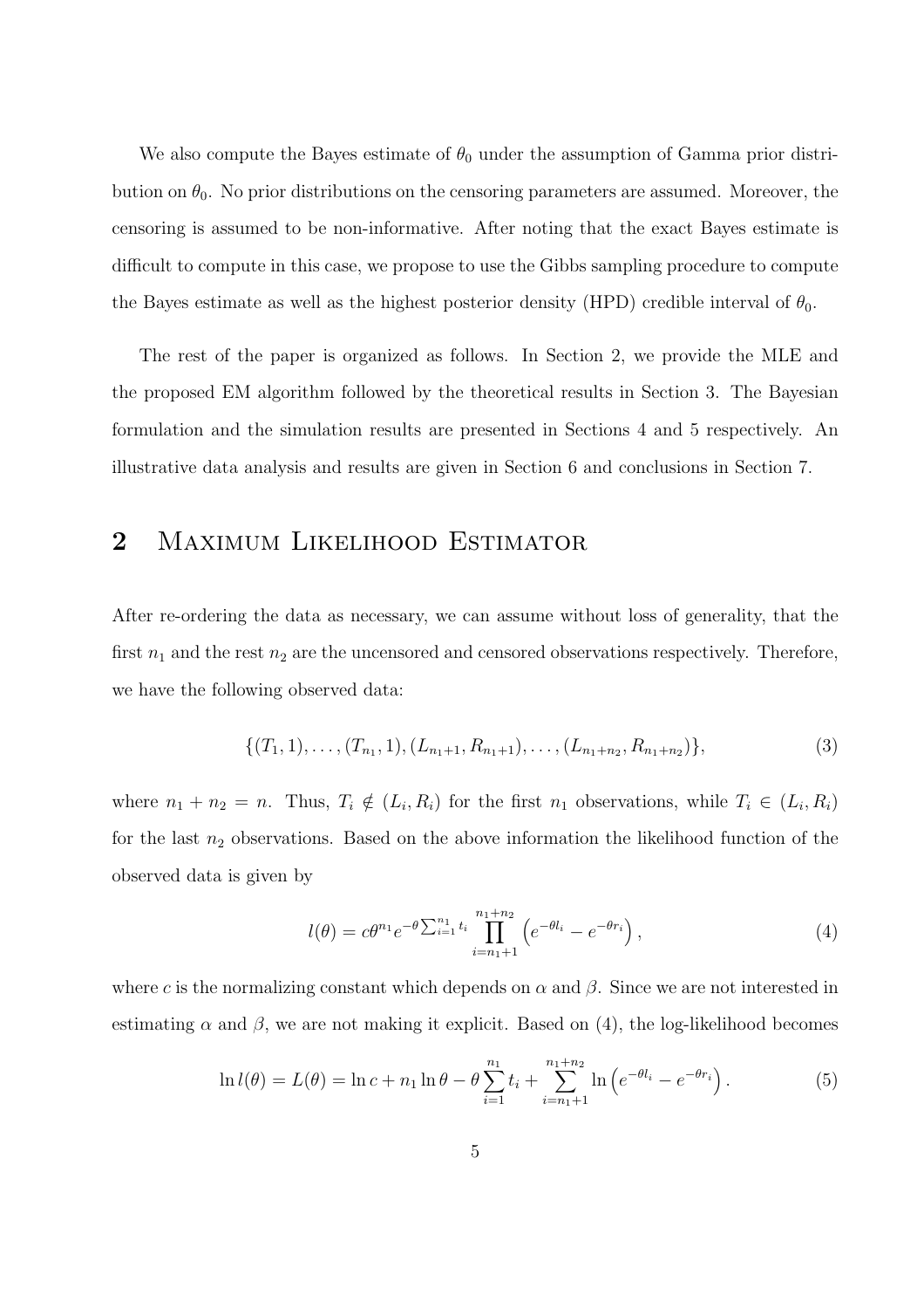We also compute the Bayes estimate of $\theta_0$ under the assumption of Gamma prior distribution on $\theta_0$. No prior distributions on the censoring parameters are assumed. Moreover, the censoring is assumed to be non-informative. After noting that the exact Bayes estimate is difficult to compute in this case, we propose to use the Gibbs sampling procedure to compute the Bayes estimate as well as the highest posterior density (HPD) credible interval of $\theta_0$.

The rest of the paper is organized as follows. In Section 2, we provide the MLE and the proposed EM algorithm followed by the theoretical results in Section 3. The Bayesian formulation and the simulation results are presented in Sections 4 and 5 respectively. An illustrative data analysis and results are given in Section 6 and conclusions in Section 7.

## 2 Maximum Likelihood Estimator

After re-ordering the data as necessary, we can assume without loss of generality, that the first $n_1$ and the rest $n_2$ are the uncensored and censored observations respectively. Therefore, we have the following observed data:

$$\{(T_1, 1), \ldots, (T_{n_1}, 1), (L_{n_1+1}, R_{n_1+1}), \ldots, (L_{n_1+n_2}, R_{n_1+n_2})\}, \tag{3}$$

where $n_1 + n_2 = n$. Thus, $T_i \notin (L_i, R_i)$ for the first $n_1$ observations, while $T_i \in (L_i, R_i)$ for the last $n_2$ observations. Based on the above information the likelihood function of the observed data is given by

$$l(\theta) = c\theta^{n_1} e^{-\theta \sum_{i=1}^{n_1} t_i} \prod_{i=n_1+1}^{n_1+n_2} \left(e^{-\theta l_i} - e^{-\theta r_i}\right), \tag{4}$$

where $c$ is the normalizing constant which depends on $\alpha$ and $\beta$. Since we are not interested in estimating $\alpha$ and $\beta$, we are not making it explicit. Based on (4), the log-likelihood becomes

$$\ln l(\theta) = L(\theta) = \ln c + n_1 \ln \theta - \theta \sum_{i=1}^{n_1} t_i + \sum_{i=n_1+1}^{n_1+n_2} \ln \left(e^{-\theta l_i} - e^{-\theta r_i}\right). \tag{5}$$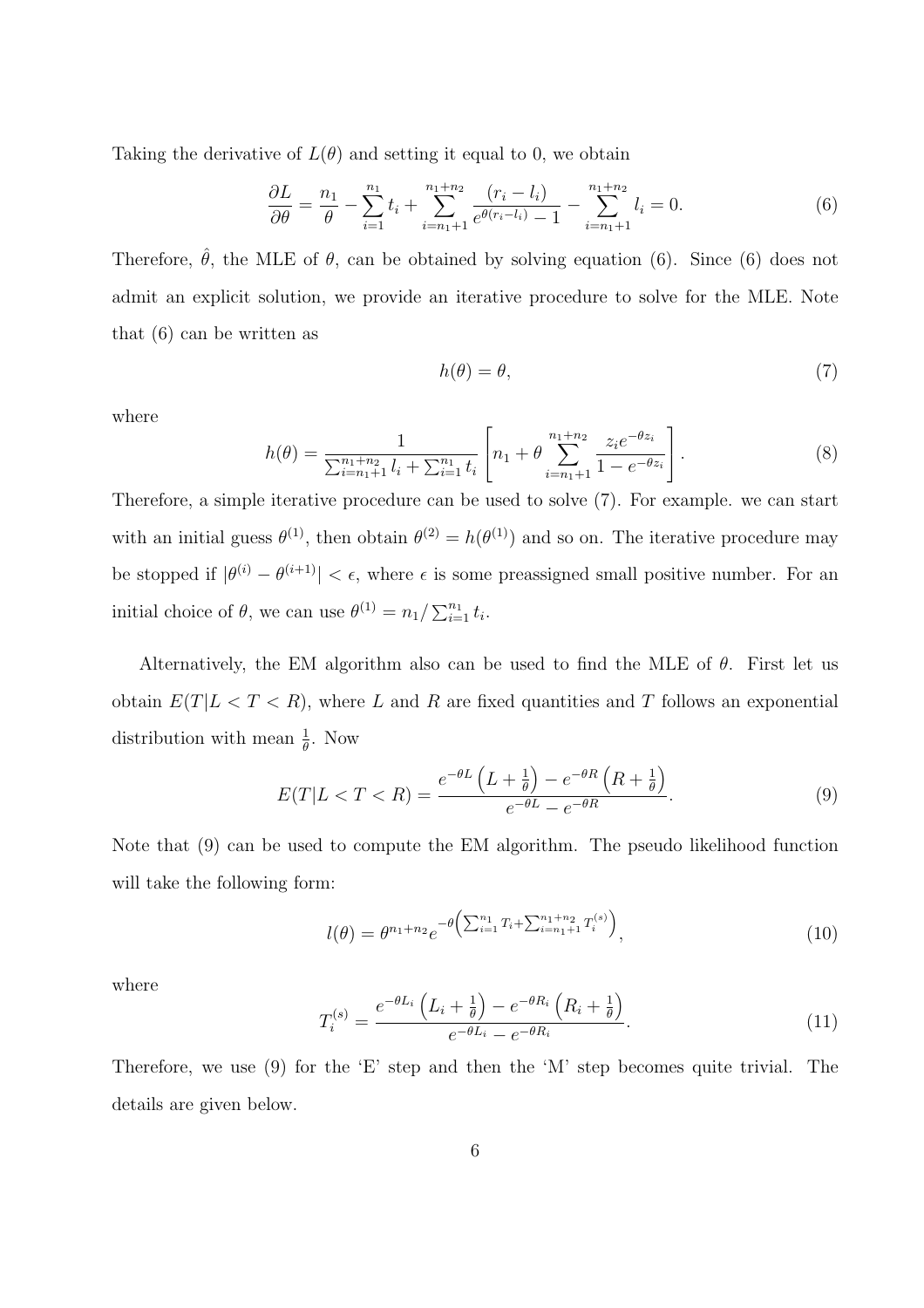Taking the derivative of $L(\theta)$ and setting it equal to 0, we obtain

$$\frac{\partial L}{\partial \theta} = \frac{n_1}{\theta} - \sum_{i=1}^{n_1} t_i + \sum_{i=n_1+1}^{n_1+n_2} \frac{(r_i - l_i)}{e^{\theta(r_i - l_i)} - 1} - \sum_{i=n_1+1}^{n_1+n_2} l_i = 0. \tag{6}$$

Therefore, $\hat{\theta}$, the MLE of $\theta$, can be obtained by solving equation (6). Since (6) does not admit an explicit solution, we provide an iterative procedure to solve for the MLE. Note that (6) can be written as

$$h(\theta) = \theta, \tag{7}$$

where

$$h(\theta) = \frac{1}{\sum_{i=n_1+1}^{n_1+n_2} l_i + \sum_{i=1}^{n_1} t_i} \left[ n_1 + \theta \sum_{i=n_1+1}^{n_1+n_2} \frac{z_i e^{-\theta z_i}}{1 - e^{-\theta z_i}} \right]. \tag{8}$$

Therefore, a simple iterative procedure can be used to solve (7). For example. we can start with an initial guess $\theta^{(1)}$, then obtain $\theta^{(2)} = h(\theta^{(1)})$ and so on. The iterative procedure may be stopped if $|\theta^{(i)} - \theta^{(i+1)}| < \epsilon$, where $\epsilon$ is some preassigned small positive number. For an initial choice of $\theta$, we can use $\theta^{(1)} = n_1 / \sum_{i=1}^{n_1} t_i$.

Alternatively, the EM algorithm also can be used to find the MLE of $\theta$. First let us obtain $E(T|L < T < R)$, where $L$ and $R$ are fixed quantities and $T$ follows an exponential distribution with mean $\frac{1}{\theta}$. Now

$$E(T|L < T < R) = \frac{e^{-\theta L}\left(L + \frac{1}{\theta}\right) - e^{-\theta R}\left(R + \frac{1}{\theta}\right)}{e^{-\theta L} - e^{-\theta R}}. \tag{9}$$

Note that (9) can be used to compute the EM algorithm. The pseudo likelihood function will take the following form:

$$l(\theta) = \theta^{n_1+n_2} e^{-\theta\left(\sum_{i=1}^{n_1} T_i + \sum_{i=n_1+1}^{n_1+n_2} T_i^{(s)}\right)}, \tag{10}$$

where

$$T_i^{(s)} = \frac{e^{-\theta L_i}\left(L_i + \frac{1}{\theta}\right) - e^{-\theta R_i}\left(R_i + \frac{1}{\theta}\right)}{e^{-\theta L_i} - e^{-\theta R_i}}. \tag{11}$$

Therefore, we use (9) for the 'E' step and then the 'M' step becomes quite trivial. The details are given below.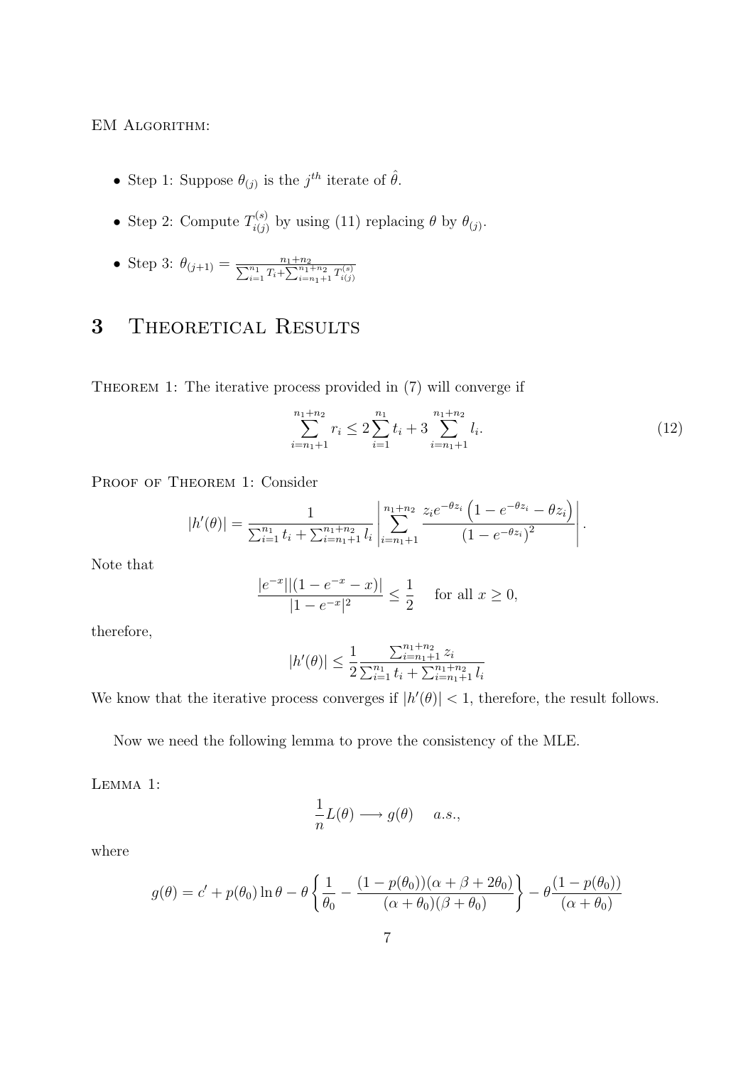EM Algorithm:

- Step 1: Suppose $\theta_{(j)}$ is the $j^{th}$ iterate of $\hat{\theta}$.
- Step 2: Compute $T^{(s)}_{i(j)}$ by using (11) replacing $\theta$ by $\theta_{(j)}$.
- Step 3: $\theta_{(j+1)} = \frac{n_1+n_2}{\sum_{i=1}^{n_1} T_i + \sum_{i=n_1+1}^{n_1+n_2} T^{(s)}_{i(j)}}$

# 3 Theoretical Results

Theorem 1: The iterative process provided in (7) will converge if

$$\sum_{i=n_1+1}^{n_1+n_2} r_i \leq 2\sum_{i=1}^{n_1} t_i + 3\sum_{i=n_1+1}^{n_1+n_2} l_i. \tag{12}$$

Proof of Theorem 1: Consider

$$|h'(\theta)| = \frac{1}{\sum_{i=1}^{n_1} t_i + \sum_{i=n_1+1}^{n_1+n_2} l_i} \left| \sum_{i=n_1+1}^{n_1+n_2} \frac{z_i e^{-\theta z_i}\left(1 - e^{-\theta z_i} - \theta z_i\right)}{\left(1 - e^{-\theta z_i}\right)^2} \right|.$$

Note that

$$\frac{|e^{-x}||(1 - e^{-x} - x)|}{|1 - e^{-x}|^2} \leq \frac{1}{2} \quad \text{for all } x \geq 0,$$

therefore,

$$|h'(\theta)| \leq \frac{1}{2} \frac{\sum_{i=n_1+1}^{n_1+n_2} z_i}{\sum_{i=1}^{n_1} t_i + \sum_{i=n_1+1}^{n_1+n_2} l_i}$$

We know that the iterative process converges if $|h'(\theta)| < 1$, therefore, the result follows.

Now we need the following lemma to prove the consistency of the MLE.

Lemma 1:

$$\frac{1}{n} L(\theta) \longrightarrow g(\theta) \quad a.s.,$$

where

$$g(\theta) = c' + p(\theta_0)\ln\theta - \theta\left\{\frac{1}{\theta_0} - \frac{(1 - p(\theta_0))(\alpha + \beta + 2\theta_0)}{(\alpha + \theta_0)(\beta + \theta_0)}\right\} - \theta\frac{(1 - p(\theta_0))}{(\alpha + \theta_0)}$$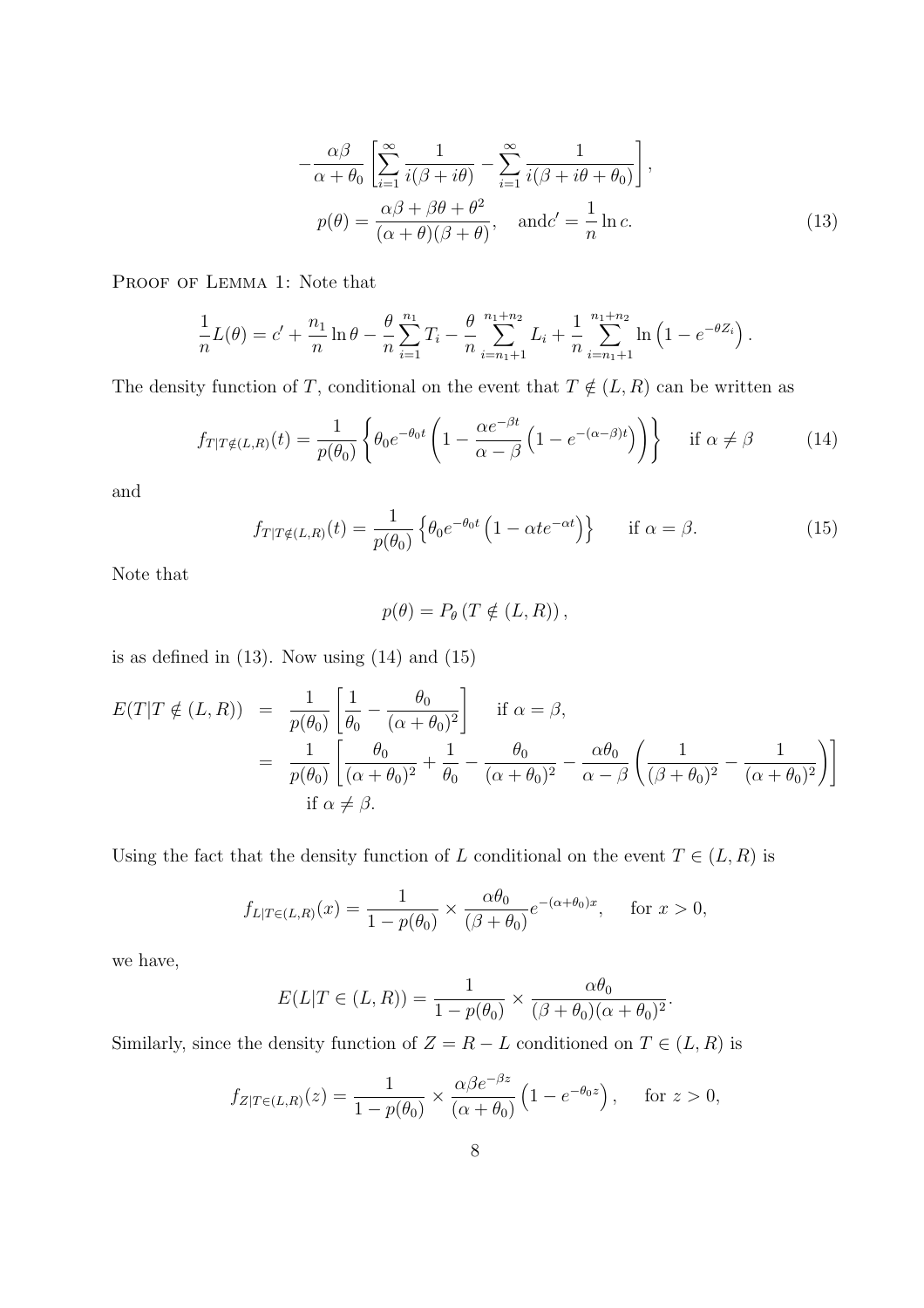$$
-\frac{\alpha\beta}{\alpha+\theta_0}\left[\sum_{i=1}^{\infty}\frac{1}{i(\beta+i\theta)}-\sum_{i=1}^{\infty}\frac{1}{i(\beta+i\theta+\theta_0)}\right],
$$

$$
p(\theta)=\frac{\alpha\beta+\beta\theta+\theta^2}{(\alpha+\theta)(\beta+\theta)},\quad \text{and} c'=\frac{1}{n}\ln c. \tag{13}
$$

Proof of Lemma 1: Note that

$$
\frac{1}{n}L(\theta)=c'+\frac{n_1}{n}\ln\theta-\frac{\theta}{n}\sum_{i=1}^{n_1}T_i-\frac{\theta}{n}\sum_{i=n_1+1}^{n_1+n_2}L_i+\frac{1}{n}\sum_{i=n_1+1}^{n_1+n_2}\ln\left(1-e^{-\theta Z_i}\right).
$$

The density function of $T$, conditional on the event that $T \notin (L,R)$ can be written as

$$
f_{T|T\notin(L,R)}(t)=\frac{1}{p(\theta_0)}\left\{\theta_0 e^{-\theta_0 t}\left(1-\frac{\alpha e^{-\beta t}}{\alpha-\beta}\left(1-e^{-(\alpha-\beta)t}\right)\right)\right\} \quad \text{if } \alpha\neq\beta \tag{14}
$$

and

$$
f_{T|T\notin(L,R)}(t)=\frac{1}{p(\theta_0)}\left\{\theta_0 e^{-\theta_0 t}\left(1-\alpha t e^{-\alpha t}\right)\right\} \qquad \text{if } \alpha=\beta. \tag{15}
$$

Note that

$$
p(\theta)=P_\theta\left(T\notin(L,R)\right),
$$

is as defined in (13). Now using (14) and (15)

$$
\begin{aligned}
E(T|T\notin(L,R)) &= \frac{1}{p(\theta_0)}\left[\frac{1}{\theta_0}-\frac{\theta_0}{(\alpha+\theta_0)^2}\right] \quad \text{if } \alpha=\beta,\\
&= \frac{1}{p(\theta_0)}\left[\frac{\theta_0}{(\alpha+\theta_0)^2}+\frac{1}{\theta_0}-\frac{\theta_0}{(\alpha+\theta_0)^2}-\frac{\alpha\theta_0}{\alpha-\beta}\left(\frac{1}{(\beta+\theta_0)^2}-\frac{1}{(\alpha+\theta_0)^2}\right)\right]\\
&\quad \text{if } \alpha\neq\beta.
\end{aligned}
$$

Using the fact that the density function of $L$ conditional on the event $T\in(L,R)$ is

$$
f_{L|T\in(L,R)}(x)=\frac{1}{1-p(\theta_0)}\times\frac{\alpha\theta_0}{(\beta+\theta_0)}e^{-(\alpha+\theta_0)x}, \quad \text{for } x>0,
$$

we have,

$$
E(L|T\in(L,R))=\frac{1}{1-p(\theta_0)}\times\frac{\alpha\theta_0}{(\beta+\theta_0)(\alpha+\theta_0)^2}.
$$

Similarly, since the density function of $Z=R-L$ conditioned on $T\in(L,R)$ is

$$
f_{Z|T\in(L,R)}(z)=\frac{1}{1-p(\theta_0)}\times\frac{\alpha\beta e^{-\beta z}}{(\alpha+\theta_0)}\left(1-e^{-\theta_0 z}\right), \quad \text{for } z>0,
$$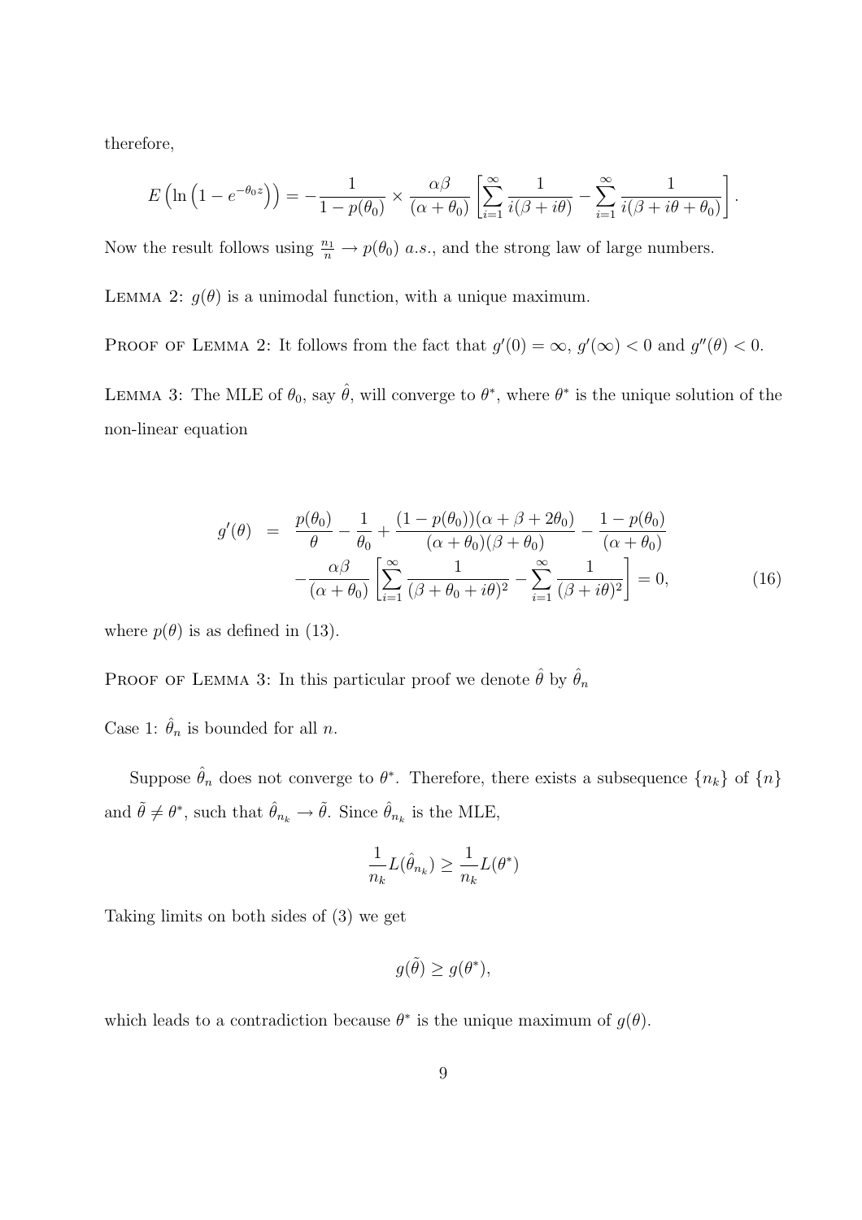therefore,

$$E\left(\ln\left(1-e^{-\theta_0 z}\right)\right) = -\frac{1}{1-p(\theta_0)} \times \frac{\alpha\beta}{(\alpha+\theta_0)}\left[\sum_{i=1}^{\infty}\frac{1}{i(\beta+i\theta)} - \sum_{i=1}^{\infty}\frac{1}{i(\beta+i\theta+\theta_0)}\right].$$

Now the result follows using $\frac{n_1}{n} \to p(\theta_0)$ *a.s.*, and the strong law of large numbers.

LEMMA 2: $g(\theta)$ is a unimodal function, with a unique maximum.

PROOF OF LEMMA 2: It follows from the fact that $g'(0) = \infty$, $g'(\infty) < 0$ and $g''(\theta) < 0$.

LEMMA 3: The MLE of $\theta_0$, say $\hat{\theta}$, will converge to $\theta^*$, where $\theta^*$ is the unique solution of the non-linear equation

$$\begin{aligned} g'(\theta) &= \frac{p(\theta_0)}{\theta} - \frac{1}{\theta_0} + \frac{(1-p(\theta_0))(\alpha+\beta+2\theta_0)}{(\alpha+\theta_0)(\beta+\theta_0)} - \frac{1-p(\theta_0)}{(\alpha+\theta_0)} \\ &\quad - \frac{\alpha\beta}{(\alpha+\theta_0)}\left[\sum_{i=1}^{\infty}\frac{1}{(\beta+\theta_0+i\theta)^2} - \sum_{i=1}^{\infty}\frac{1}{(\beta+i\theta)^2}\right] = 0, \end{aligned} \tag{16}$$

where $p(\theta)$ is as defined in (13).

PROOF OF LEMMA 3: In this particular proof we denote $\hat{\theta}$ by $\hat{\theta}_n$

Case 1: $\hat{\theta}_n$ is bounded for all $n$.

Suppose $\hat{\theta}_n$ does not converge to $\theta^*$. Therefore, there exists a subsequence $\{n_k\}$ of $\{n\}$ and $\tilde{\theta} \neq \theta^*$, such that $\hat{\theta}_{n_k} \to \tilde{\theta}$. Since $\hat{\theta}_{n_k}$ is the MLE,

$$\frac{1}{n_k}L(\hat{\theta}_{n_k}) \geq \frac{1}{n_k}L(\theta^*)$$

Taking limits on both sides of (3) we get

$$g(\tilde{\theta}) \geq g(\theta^*),$$

which leads to a contradiction because $\theta^*$ is the unique maximum of $g(\theta)$.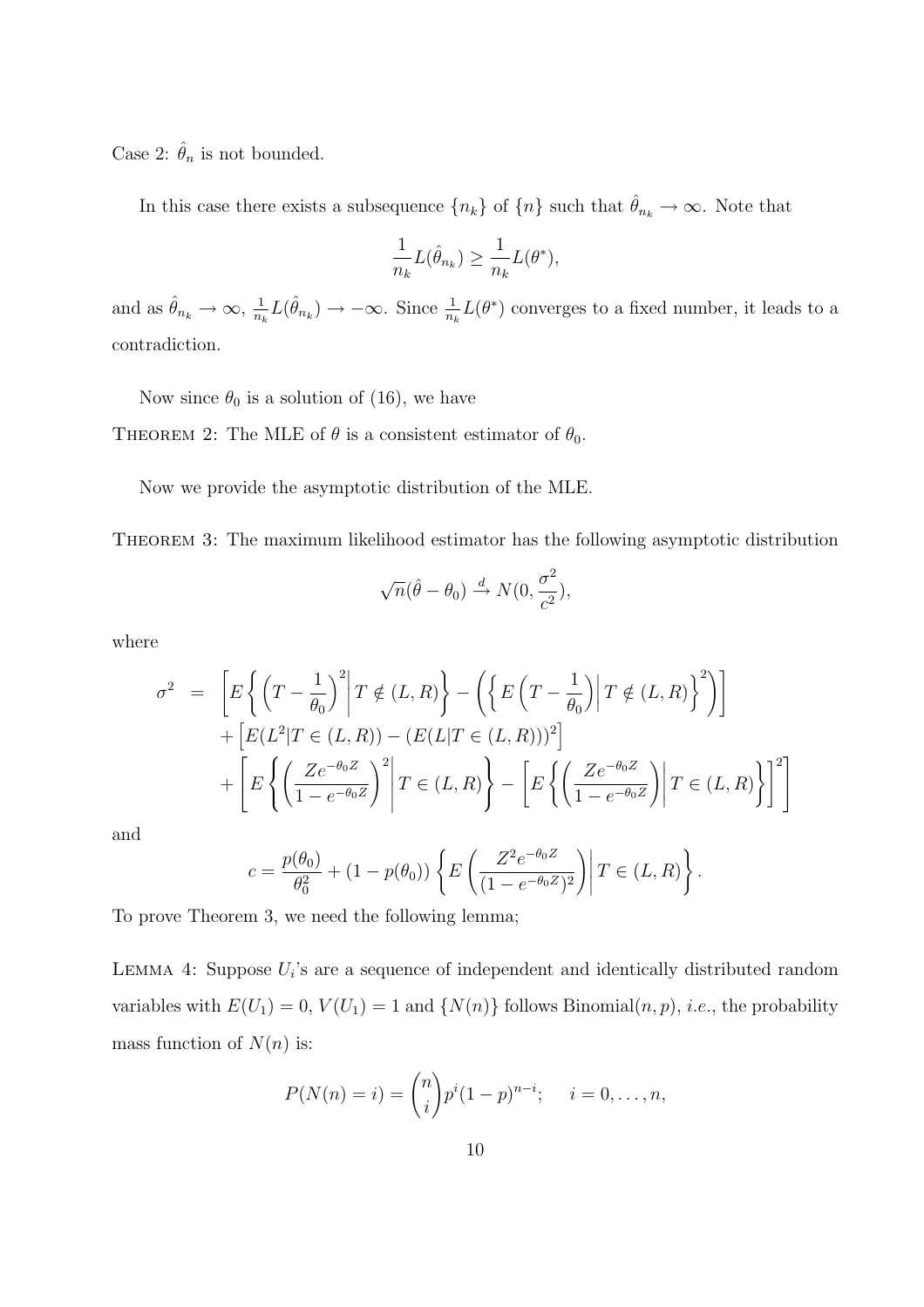Case 2: $\hat{\theta}_n$ is not bounded.

In this case there exists a subsequence $\{n_k\}$ of $\{n\}$ such that $\hat{\theta}_{n_k} \to \infty$. Note that

$$\frac{1}{n_k} L(\hat{\theta}_{n_k}) \geq \frac{1}{n_k} L(\theta^*),$$

and as $\hat{\theta}_{n_k} \to \infty$, $\frac{1}{n_k} L(\hat{\theta}_{n_k}) \to -\infty$. Since $\frac{1}{n_k} L(\theta^*)$ converges to a fixed number, it leads to a contradiction.

Now since $\theta_0$ is a solution of (16), we have

THEOREM 2: The MLE of $\theta$ is a consistent estimator of $\theta_0$.

Now we provide the asymptotic distribution of the MLE.

THEOREM 3: The maximum likelihood estimator has the following asymptotic distribution

$$\sqrt{n}(\hat{\theta} - \theta_0) \xrightarrow{d} N(0, \frac{\sigma^2}{c^2}),$$

where

$$\begin{aligned}
\sigma^2 &= \left[ E\left\{ \left(T - \frac{1}{\theta_0}\right)^2 \middle| T \notin (L, R) \right\} - \left( \left\{ E\left(T - \frac{1}{\theta_0}\right) \middle| T \notin (L, R) \right\}^2 \right) \right] \\
&\quad + \left[ E(L^2 | T \in (L, R)) - (E(L | T \in (L, R)))^2 \right] \\
&\quad + \left[ E\left\{ \left( \frac{Z e^{-\theta_0 Z}}{1 - e^{-\theta_0 Z}} \right)^2 \middle| T \in (L, R) \right\} - \left[ E\left\{ \left( \frac{Z e^{-\theta_0 Z}}{1 - e^{-\theta_0 Z}} \right) \middle| T \in (L, R) \right\} \right]^2 \right]
\end{aligned}$$

and

$$c = \frac{p(\theta_0)}{\theta_0^2} + (1 - p(\theta_0)) \left\{ E\left( \frac{Z^2 e^{-\theta_0 Z}}{(1 - e^{-\theta_0 Z})^2} \right) \middle| T \in (L, R) \right\}.$$

To prove Theorem 3, we need the following lemma;

LEMMA 4: Suppose $U_i$'s are a sequence of independent and identically distributed random variables with $E(U_1) = 0$, $V(U_1) = 1$ and $\{N(n)\}$ follows Binomial$(n, p)$, *i.e.*, the probability mass function of $N(n)$ is:

$$P(N(n) = i) = \binom{n}{i} p^i (1 - p)^{n-i}; \quad i = 0, \ldots, n,$$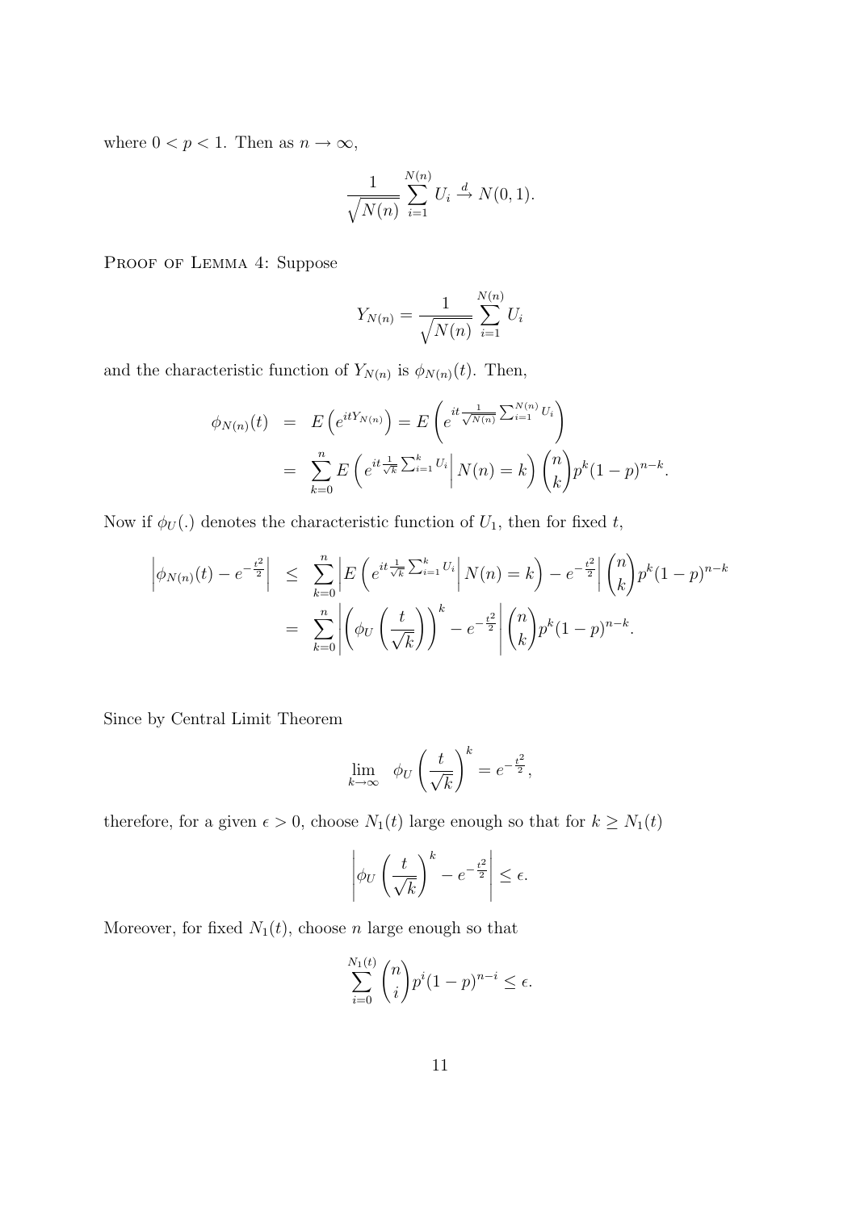where $0 < p < 1$. Then as $n \to \infty$,

$$\frac{1}{\sqrt{N(n)}} \sum_{i=1}^{N(n)} U_i \xrightarrow{d} N(0,1).$$

PROOF OF LEMMA 4: Suppose

$$Y_{N(n)} = \frac{1}{\sqrt{N(n)}} \sum_{i=1}^{N(n)} U_i$$

and the characteristic function of $Y_{N(n)}$ is $\phi_{N(n)}(t)$. Then,

$$\begin{aligned}
\phi_{N(n)}(t) &= E\left(e^{itY_{N(n)}}\right) = E\left(e^{it\frac{1}{\sqrt{N(n)}}\sum_{i=1}^{N(n)} U_i}\right) \\
&= \sum_{k=0}^{n} E\left(e^{it\frac{1}{\sqrt{k}}\sum_{i=1}^{k} U_i}\middle| N(n) = k\right) \binom{n}{k} p^k (1-p)^{n-k}.
\end{aligned}$$

Now if $\phi_U(.)$ denotes the characteristic function of $U_1$, then for fixed $t$,

$$\begin{aligned}
\left|\phi_{N(n)}(t) - e^{-\frac{t^2}{2}}\right| &\leq \sum_{k=0}^{n} \left|E\left(e^{it\frac{1}{\sqrt{k}}\sum_{i=1}^{k} U_i}\middle| N(n) = k\right) - e^{-\frac{t^2}{2}}\right| \binom{n}{k} p^k (1-p)^{n-k} \\
&= \sum_{k=0}^{n} \left|\left(\phi_U\left(\frac{t}{\sqrt{k}}\right)\right)^k - e^{-\frac{t^2}{2}}\right| \binom{n}{k} p^k (1-p)^{n-k}.
\end{aligned}$$

Since by Central Limit Theorem

$$\lim_{k \to \infty} \quad \phi_U\left(\frac{t}{\sqrt{k}}\right)^k = e^{-\frac{t^2}{2}},$$

therefore, for a given $\epsilon > 0$, choose $N_1(t)$ large enough so that for $k \geq N_1(t)$

$$\left|\phi_U\left(\frac{t}{\sqrt{k}}\right)^k - e^{-\frac{t^2}{2}}\right| \leq \epsilon.$$

Moreover, for fixed $N_1(t)$, choose $n$ large enough so that

$$\sum_{i=0}^{N_1(t)} \binom{n}{i} p^i (1-p)^{n-i} \leq \epsilon.$$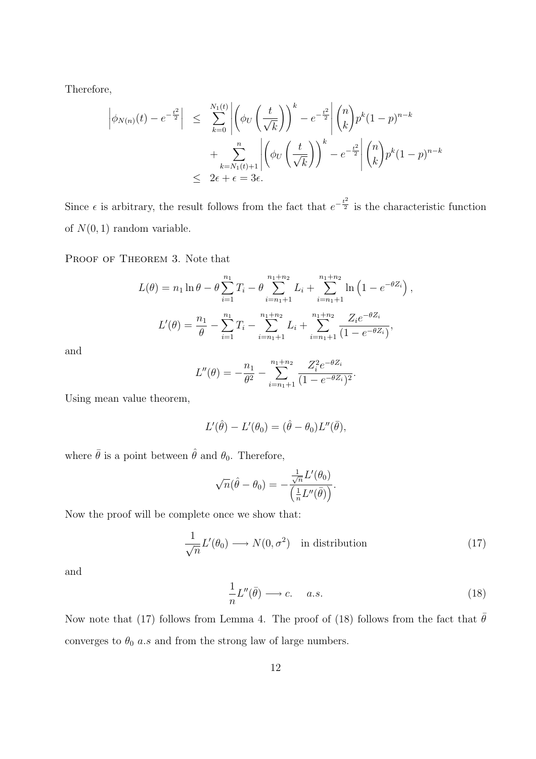Therefore,

$$
\begin{aligned}
\left|\phi_{N(n)}(t) - e^{-\frac{t^2}{2}}\right| &\leq \sum_{k=0}^{N_1(t)} \left| \left(\phi_U\left(\frac{t}{\sqrt{k}}\right)\right)^k - e^{-\frac{t^2}{2}} \right| \binom{n}{k} p^k (1-p)^{n-k} \\
&\quad + \sum_{k=N_1(t)+1}^{n} \left| \left(\phi_U\left(\frac{t}{\sqrt{k}}\right)\right)^k - e^{-\frac{t^2}{2}} \right| \binom{n}{k} p^k (1-p)^{n-k} \\
&\leq 2\epsilon + \epsilon = 3\epsilon.
\end{aligned}
$$

Since $\epsilon$ is arbitrary, the result follows from the fact that $e^{-\frac{t^2}{2}}$ is the characteristic function of $N(0,1)$ random variable.

PROOF OF THEOREM 3. Note that

$$
L(\theta) = n_1 \ln \theta - \theta \sum_{i=1}^{n_1} T_i - \theta \sum_{i=n_1+1}^{n_1+n_2} L_i + \sum_{i=n_1+1}^{n_1+n_2} \ln\left(1 - e^{-\theta Z_i}\right),
$$

$$
L'(\theta) = \frac{n_1}{\theta} - \sum_{i=1}^{n_1} T_i - \sum_{i=n_1+1}^{n_1+n_2} L_i + \sum_{i=n_1+1}^{n_1+n_2} \frac{Z_i e^{-\theta Z_i}}{(1 - e^{-\theta Z_i})},
$$

and

$$
L''(\theta) = -\frac{n_1}{\theta^2} - \sum_{i=n_1+1}^{n_1+n_2} \frac{Z_i^2 e^{-\theta Z_i}}{(1 - e^{-\theta Z_i})^2}.
$$

Using mean value theorem,

$$
L'(\hat{\theta}) - L'(\theta_0) = (\hat{\theta} - \theta_0) L''(\bar{\theta}),
$$

where $\bar{\theta}$ is a point between $\hat{\theta}$ and $\theta_0$. Therefore,

$$
\sqrt{n}(\hat{\theta} - \theta_0) = -\frac{\frac{1}{\sqrt{n}} L'(\theta_0)}{\left(\frac{1}{n} L''(\bar{\theta})\right)}.
$$

Now the proof will be complete once we show that:

$$
\frac{1}{\sqrt{n}} L'(\theta_0) \longrightarrow N(0, \sigma^2) \quad \text{in distribution} \tag{17}
$$

and

$$
\frac{1}{n} L''(\bar{\theta}) \longrightarrow c. \quad a.s. \tag{18}
$$

Now note that (17) follows from Lemma 4. The proof of (18) follows from the fact that $\bar{\theta}$ converges to $\theta_0$ $a.s$ and from the strong law of large numbers.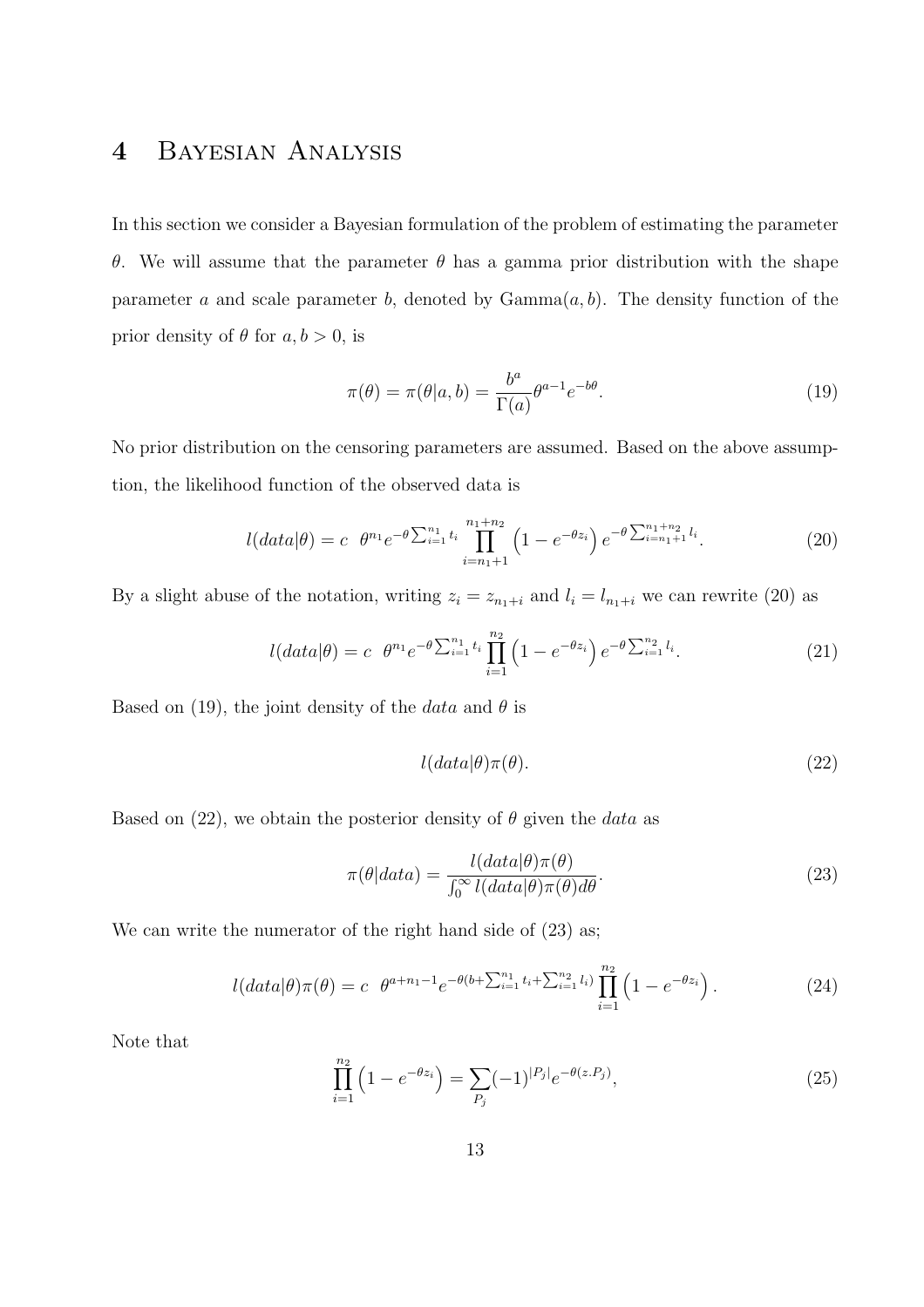# 4 Bayesian Analysis

In this section we consider a Bayesian formulation of the problem of estimating the parameter $\theta$. We will assume that the parameter $\theta$ has a gamma prior distribution with the shape parameter $a$ and scale parameter $b$, denoted by Gamma$(a, b)$. The density function of the prior density of $\theta$ for $a, b > 0$, is

$$\pi(\theta) = \pi(\theta|a, b) = \frac{b^a}{\Gamma(a)}\theta^{a-1}e^{-b\theta}. \tag{19}$$

No prior distribution on the censoring parameters are assumed. Based on the above assumption, the likelihood function of the observed data is

$$l(data|\theta) = c \;\; \theta^{n_1}e^{-\theta\sum_{i=1}^{n_1}t_i}\prod_{i=n_1+1}^{n_1+n_2}\left(1-e^{-\theta z_i}\right)e^{-\theta\sum_{i=n_1+1}^{n_1+n_2}l_i}. \tag{20}$$

By a slight abuse of the notation, writing $z_i = z_{n_1+i}$ and $l_i = l_{n_1+i}$ we can rewrite (20) as

$$l(data|\theta) = c \;\; \theta^{n_1}e^{-\theta\sum_{i=1}^{n_1}t_i}\prod_{i=1}^{n_2}\left(1-e^{-\theta z_i}\right)e^{-\theta\sum_{i=1}^{n_2}l_i}. \tag{21}$$

Based on (19), the joint density of the *data* and $\theta$ is

$$l(data|\theta)\pi(\theta). \tag{22}$$

Based on (22), we obtain the posterior density of $\theta$ given the *data* as

$$\pi(\theta|data) = \frac{l(data|\theta)\pi(\theta)}{\int_0^\infty l(data|\theta)\pi(\theta)d\theta}. \tag{23}$$

We can write the numerator of the right hand side of (23) as;

$$l(data|\theta)\pi(\theta) = c \;\; \theta^{a+n_1-1}e^{-\theta(b+\sum_{i=1}^{n_1}t_i+\sum_{i=1}^{n_2}l_i)}\prod_{i=1}^{n_2}\left(1-e^{-\theta z_i}\right). \tag{24}$$

Note that

$$\prod_{i=1}^{n_2}\left(1-e^{-\theta z_i}\right) = \sum_{P_j}(-1)^{|P_j|}e^{-\theta(z.P_j)}, \tag{25}$$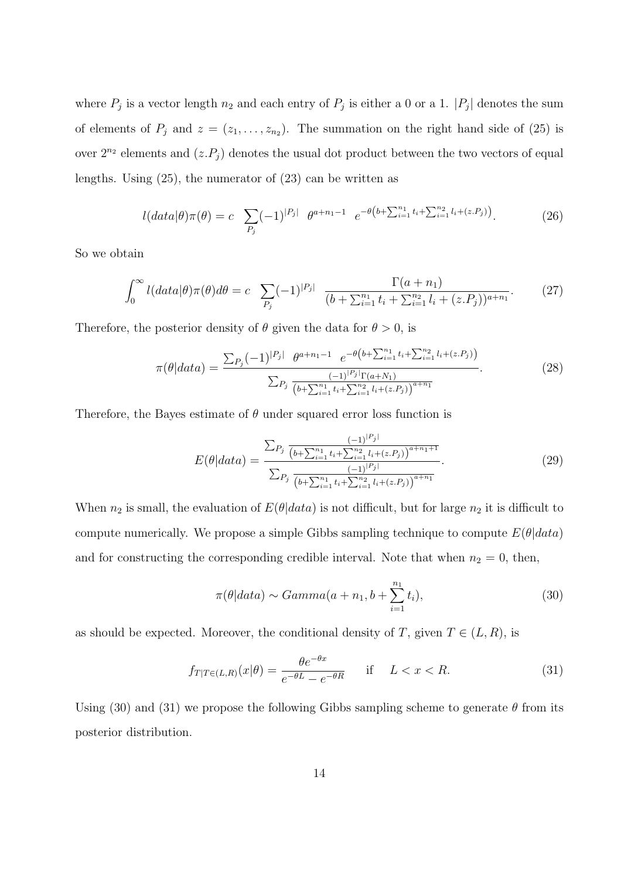where $P_j$ is a vector length $n_2$ and each entry of $P_j$ is either a 0 or a 1. $|P_j|$ denotes the sum of elements of $P_j$ and $z = (z_1, \ldots, z_{n_2})$. The summation on the right hand side of (25) is over $2^{n_2}$ elements and $(z.P_j)$ denotes the usual dot product between the two vectors of equal lengths. Using (25), the numerator of (23) can be written as

$$l(data|\theta)\pi(\theta) = c \sum_{P_j} (-1)^{|P_j|} \quad \theta^{a+n_1-1} \quad e^{-\theta\left(b+\sum_{i=1}^{n_1} t_i + \sum_{i=1}^{n_2} l_i + (z.P_j)\right)}. \tag{26}$$

So we obtain

$$\int_0^\infty l(data|\theta)\pi(\theta)d\theta = c \sum_{P_j} (-1)^{|P_j|} \frac{\Gamma(a+n_1)}{(b+\sum_{i=1}^{n_1} t_i + \sum_{i=1}^{n_2} l_i + (z.P_j))^{a+n_1}}. \tag{27}$$

Therefore, the posterior density of $\theta$ given the data for $\theta > 0$, is

$$\pi(\theta|data) = \frac{\sum_{P_j} (-1)^{|P_j|} \quad \theta^{a+n_1-1} \quad e^{-\theta\left(b+\sum_{i=1}^{n_1} t_i + \sum_{i=1}^{n_2} l_i + (z.P_j)\right)}}{\sum_{P_j} \frac{(-1)^{|P_j|}\Gamma(a+N_1)}{\left(b+\sum_{i=1}^{n_1} t_i + \sum_{i=1}^{n_2} l_i + (z.P_j)\right)^{a+n_1}}}. \tag{28}$$

Therefore, the Bayes estimate of $\theta$ under squared error loss function is

$$E(\theta|data) = \frac{\sum_{P_j} \frac{(-1)^{|P_j|}}{\left(b+\sum_{i=1}^{n_1} t_i + \sum_{i=1}^{n_2} l_i + (z.P_j)\right)^{a+n_1+1}}}{\sum_{P_j} \frac{(-1)^{|P_j|}}{\left(b+\sum_{i=1}^{n_1} t_i + \sum_{i=1}^{n_2} l_i + (z.P_j)\right)^{a+n_1}}}. \tag{29}$$

When $n_2$ is small, the evaluation of $E(\theta|data)$ is not difficult, but for large $n_2$ it is difficult to compute numerically. We propose a simple Gibbs sampling technique to compute $E(\theta|data)$ and for constructing the corresponding credible interval. Note that when $n_2 = 0$, then,

$$\pi(\theta|data) \sim Gamma(a + n_1, b + \sum_{i=1}^{n_1} t_i), \tag{30}$$

as should be expected. Moreover, the conditional density of $T$, given $T \in (L, R)$, is

$$f_{T|T\in(L,R)}(x|\theta) = \frac{\theta e^{-\theta x}}{e^{-\theta L} - e^{-\theta R}} \quad \text{if} \quad L < x < R. \tag{31}$$

Using (30) and (31) we propose the following Gibbs sampling scheme to generate $\theta$ from its posterior distribution.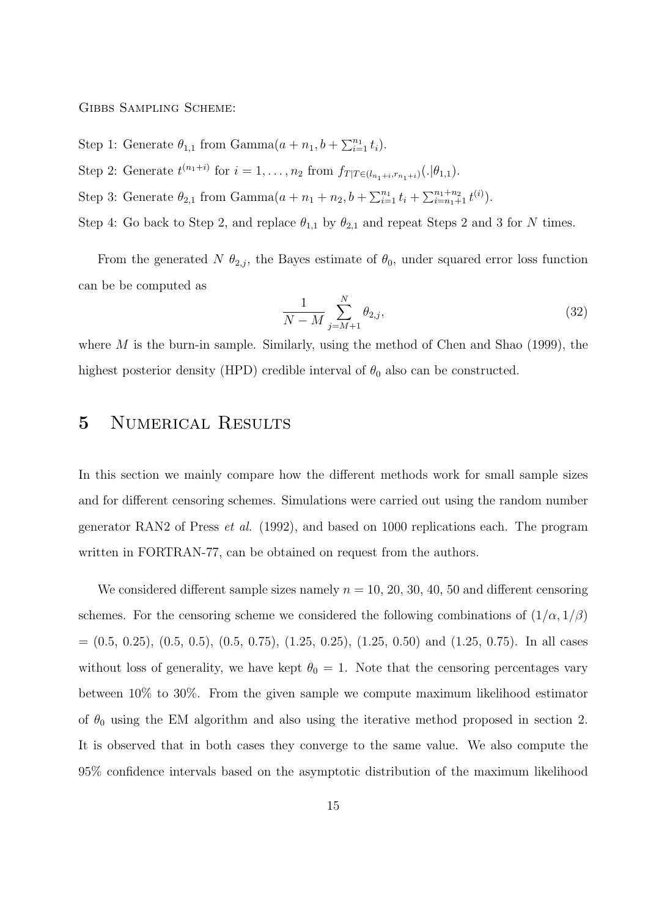Gibbs Sampling Scheme:

Step 1: Generate $\theta_{1,1}$ from Gamma$(a + n_1, b + \sum_{i=1}^{n_1} t_i)$.

Step 2: Generate $t^{(n_1+i)}$ for $i = 1, \ldots, n_2$ from $f_{T|T \in (l_{n_1+i}, r_{n_1+i})}(.|\theta_{1,1})$.

Step 3: Generate $\theta_{2,1}$ from Gamma$(a + n_1 + n_2, b + \sum_{i=1}^{n_1} t_i + \sum_{i=n_1+1}^{n_1+n_2} t^{(i)})$.

Step 4: Go back to Step 2, and replace $\theta_{1,1}$ by $\theta_{2,1}$ and repeat Steps 2 and 3 for $N$ times.

From the generated $N$ $\theta_{2,j}$, the Bayes estimate of $\theta_0$, under squared error loss function can be be computed as

$$\frac{1}{N-M} \sum_{j=M+1}^{N} \theta_{2,j}, \tag{32}$$

where $M$ is the burn-in sample. Similarly, using the method of Chen and Shao (1999), the highest posterior density (HPD) credible interval of $\theta_0$ also can be constructed.

# 5 Numerical Results

In this section we mainly compare how the different methods work for small sample sizes and for different censoring schemes. Simulations were carried out using the random number generator RAN2 of Press *et al.* (1992), and based on 1000 replications each. The program written in FORTRAN-77, can be obtained on request from the authors.

We considered different sample sizes namely $n$ = 10, 20, 30, 40, 50 and different censoring schemes. For the censoring scheme we considered the following combinations of $(1/\alpha, 1/\beta)$ = (0.5, 0.25), (0.5, 0.5), (0.5, 0.75), (1.25, 0.25), (1.25, 0.50) and (1.25, 0.75). In all cases without loss of generality, we have kept $\theta_0 = 1$. Note that the censoring percentages vary between 10% to 30%. From the given sample we compute maximum likelihood estimator of $\theta_0$ using the EM algorithm and also using the iterative method proposed in section 2. It is observed that in both cases they converge to the same value. We also compute the 95% confidence intervals based on the asymptotic distribution of the maximum likelihood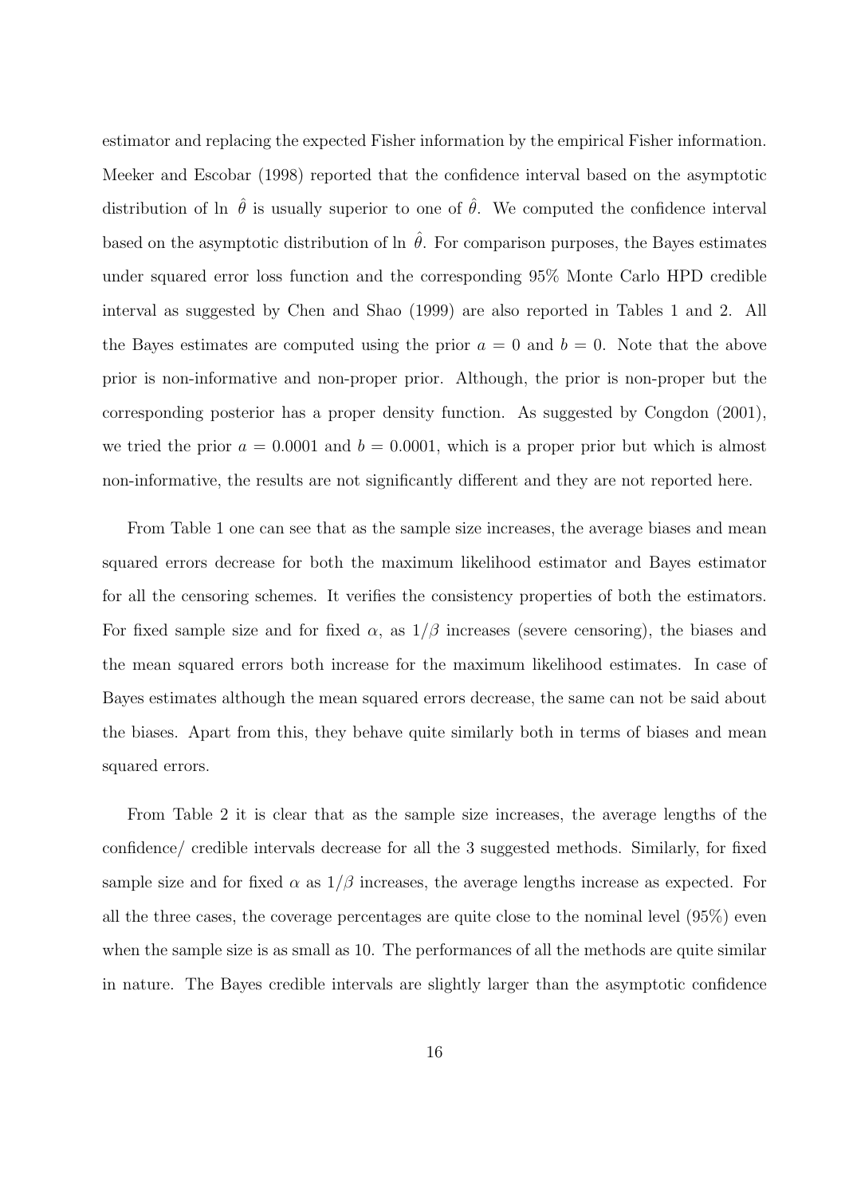estimator and replacing the expected Fisher information by the empirical Fisher information. Meeker and Escobar (1998) reported that the confidence interval based on the asymptotic distribution of ln $\hat{\theta}$ is usually superior to one of $\hat{\theta}$. We computed the confidence interval based on the asymptotic distribution of ln $\hat{\theta}$. For comparison purposes, the Bayes estimates under squared error loss function and the corresponding 95% Monte Carlo HPD credible interval as suggested by Chen and Shao (1999) are also reported in Tables 1 and 2. All the Bayes estimates are computed using the prior $a = 0$ and $b = 0$. Note that the above prior is non-informative and non-proper prior. Although, the prior is non-proper but the corresponding posterior has a proper density function. As suggested by Congdon (2001), we tried the prior $a = 0.0001$ and $b = 0.0001$, which is a proper prior but which is almost non-informative, the results are not significantly different and they are not reported here.

From Table 1 one can see that as the sample size increases, the average biases and mean squared errors decrease for both the maximum likelihood estimator and Bayes estimator for all the censoring schemes. It verifies the consistency properties of both the estimators. For fixed sample size and for fixed $\alpha$, as $1/\beta$ increases (severe censoring), the biases and the mean squared errors both increase for the maximum likelihood estimates. In case of Bayes estimates although the mean squared errors decrease, the same can not be said about the biases. Apart from this, they behave quite similarly both in terms of biases and mean squared errors.

From Table 2 it is clear that as the sample size increases, the average lengths of the confidence/ credible intervals decrease for all the 3 suggested methods. Similarly, for fixed sample size and for fixed $\alpha$ as $1/\beta$ increases, the average lengths increase as expected. For all the three cases, the coverage percentages are quite close to the nominal level (95%) even when the sample size is as small as 10. The performances of all the methods are quite similar in nature. The Bayes credible intervals are slightly larger than the asymptotic confidence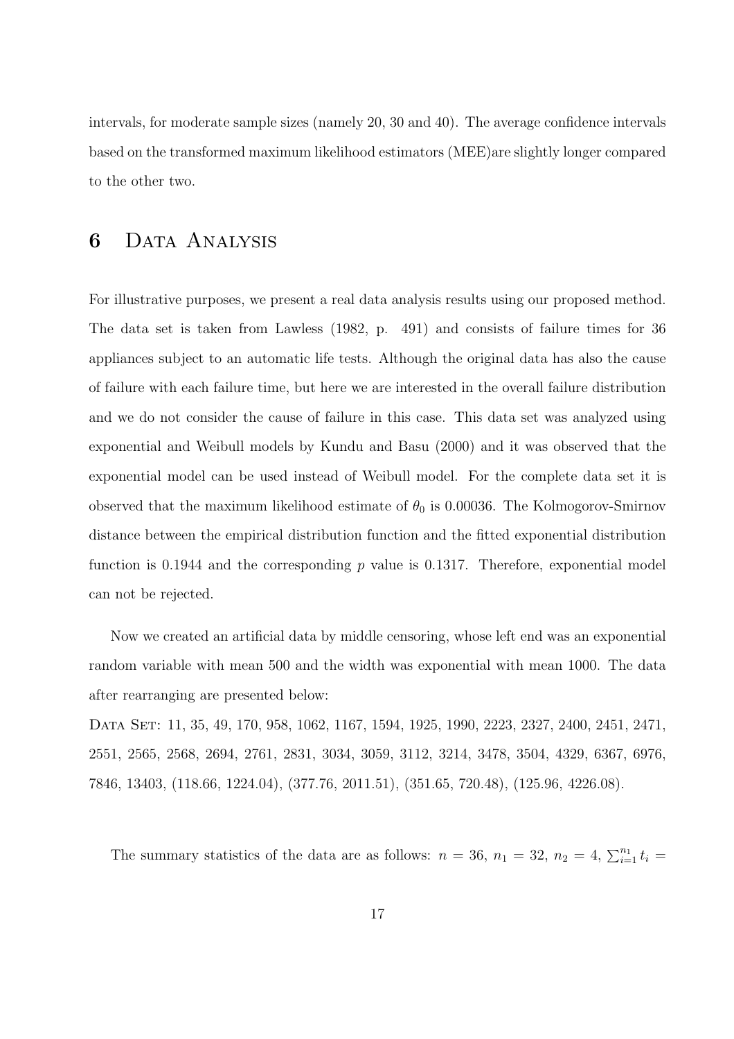intervals, for moderate sample sizes (namely 20, 30 and 40). The average confidence intervals based on the transformed maximum likelihood estimators (MEE)are slightly longer compared to the other two.

# 6 Data Analysis

For illustrative purposes, we present a real data analysis results using our proposed method. The data set is taken from Lawless (1982, p. 491) and consists of failure times for 36 appliances subject to an automatic life tests. Although the original data has also the cause of failure with each failure time, but here we are interested in the overall failure distribution and we do not consider the cause of failure in this case. This data set was analyzed using exponential and Weibull models by Kundu and Basu (2000) and it was observed that the exponential model can be used instead of Weibull model. For the complete data set it is observed that the maximum likelihood estimate of $\theta_0$ is 0.00036. The Kolmogorov-Smirnov distance between the empirical distribution function and the fitted exponential distribution function is 0.1944 and the corresponding $p$ value is 0.1317. Therefore, exponential model can not be rejected.

Now we created an artificial data by middle censoring, whose left end was an exponential random variable with mean 500 and the width was exponential with mean 1000. The data after rearranging are presented below:

Data Set: 11, 35, 49, 170, 958, 1062, 1167, 1594, 1925, 1990, 2223, 2327, 2400, 2451, 2471, 2551, 2565, 2568, 2694, 2761, 2831, 3034, 3059, 3112, 3214, 3478, 3504, 4329, 6367, 6976, 7846, 13403, (118.66, 1224.04), (377.76, 2011.51), (351.65, 720.48), (125.96, 4226.08).

The summary statistics of the data are as follows: $n = 36$, $n_1 = 32$, $n_2 = 4$, $\sum_{i=1}^{n_1} t_i =$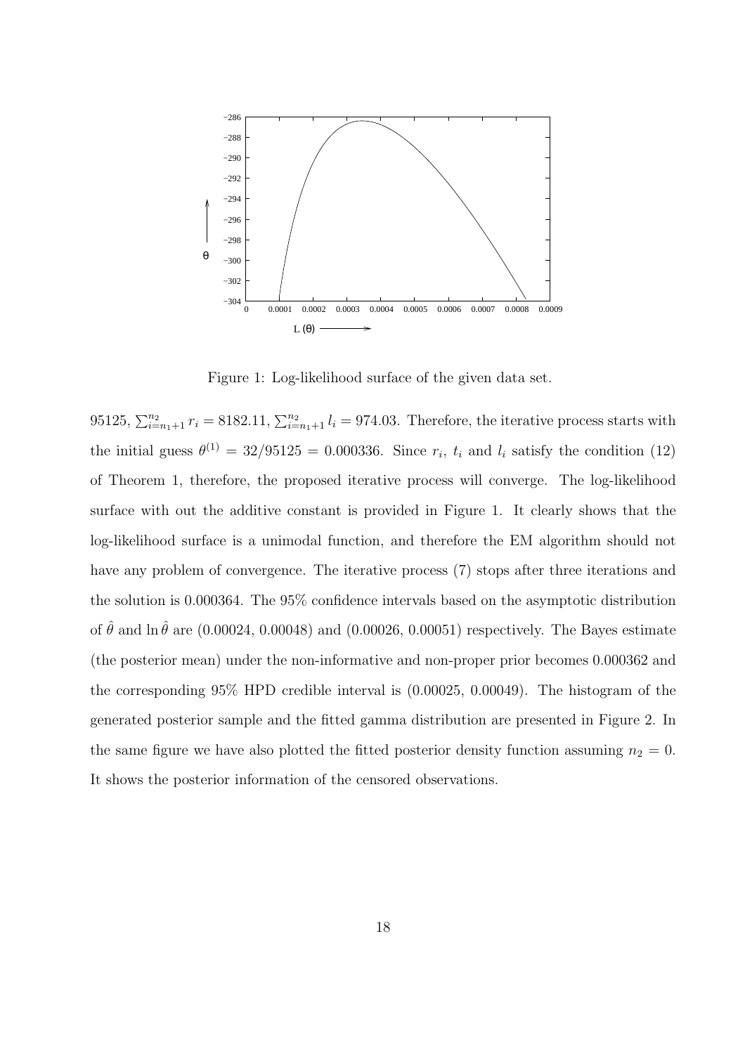Figure 1: Log-likelihood surface of the given data set.

95125, $\sum_{i=n_1+1}^{n_2} r_i = 8182.11$, $\sum_{i=n_1+1}^{n_2} l_i = 974.03$. Therefore, the iterative process starts with the initial guess $\theta^{(1)} = 32/95125 = 0.000336$. Since $r_i$, $t_i$ and $l_i$ satisfy the condition (12) of Theorem 1, therefore, the proposed iterative process will converge. The log-likelihood surface with out the additive constant is provided in Figure 1. It clearly shows that the log-likelihood surface is a unimodal function, and therefore the EM algorithm should not have any problem of convergence. The iterative process (7) stops after three iterations and the solution is 0.000364. The 95% confidence intervals based on the asymptotic distribution of $\hat{\theta}$ and $\ln \hat{\theta}$ are (0.00024, 0.00048) and (0.00026, 0.00051) respectively. The Bayes estimate (the posterior mean) under the non-informative and non-proper prior becomes 0.000362 and the corresponding 95% HPD credible interval is (0.00025, 0.00049). The histogram of the generated posterior sample and the fitted gamma distribution are presented in Figure 2. In the same figure we have also plotted the fitted posterior density function assuming $n_2 = 0$. It shows the posterior information of the censored observations.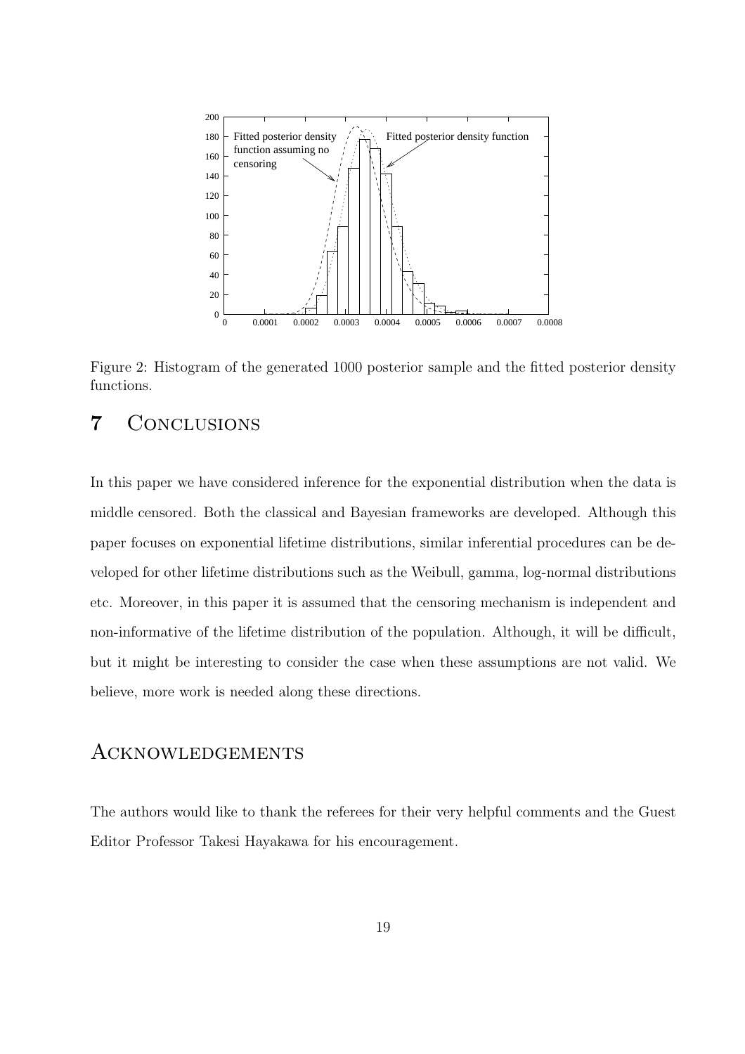Figure 2: Histogram of the generated 1000 posterior sample and the fitted posterior density functions.

## 7 Conclusions

In this paper we have considered inference for the exponential distribution when the data is middle censored. Both the classical and Bayesian frameworks are developed. Although this paper focuses on exponential lifetime distributions, similar inferential procedures can be developed for other lifetime distributions such as the Weibull, gamma, log-normal distributions etc. Moreover, in this paper it is assumed that the censoring mechanism is independent and non-informative of the lifetime distribution of the population. Although, it will be difficult, but it might be interesting to consider the case when these assumptions are not valid. We believe, more work is needed along these directions.

## Acknowledgements

The authors would like to thank the referees for their very helpful comments and the Guest Editor Professor Takesi Hayakawa for his encouragement.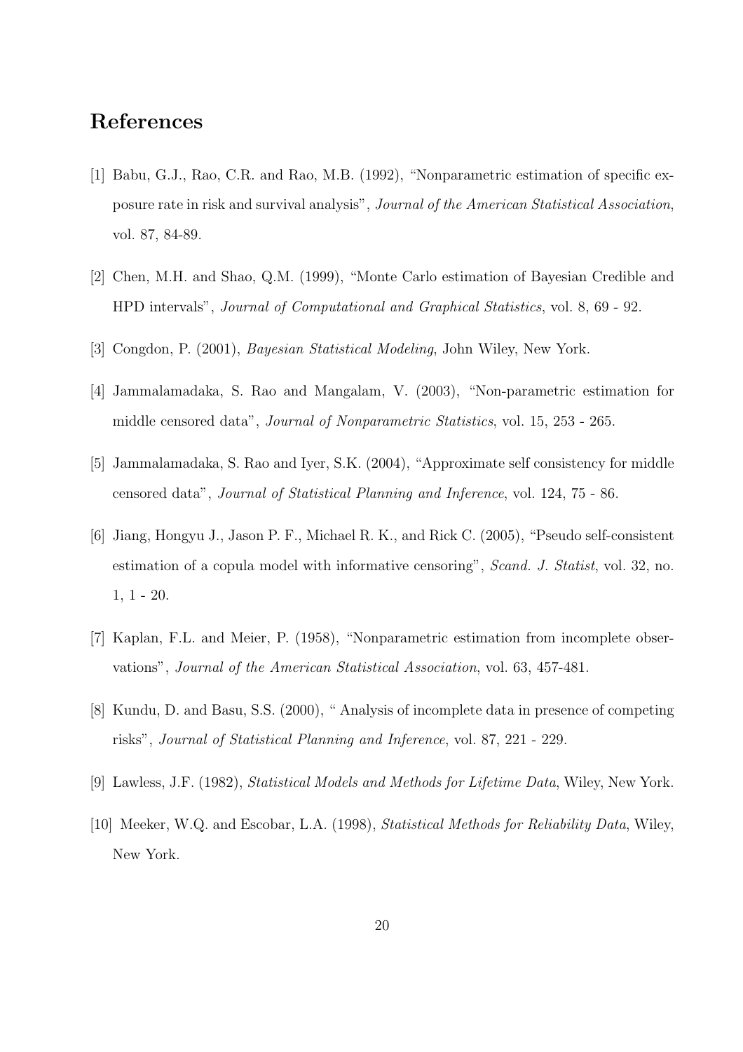# References

[1] Babu, G.J., Rao, C.R. and Rao, M.B. (1992), "Nonparametric estimation of specific exposure rate in risk and survival analysis", *Journal of the American Statistical Association*, vol. 87, 84-89.

[2] Chen, M.H. and Shao, Q.M. (1999), "Monte Carlo estimation of Bayesian Credible and HPD intervals", *Journal of Computational and Graphical Statistics*, vol. 8, 69 - 92.

[3] Congdon, P. (2001), *Bayesian Statistical Modeling*, John Wiley, New York.

[4] Jammalamadaka, S. Rao and Mangalam, V. (2003), "Non-parametric estimation for middle censored data", *Journal of Nonparametric Statistics*, vol. 15, 253 - 265.

[5] Jammalamadaka, S. Rao and Iyer, S.K. (2004), "Approximate self consistency for middle censored data", *Journal of Statistical Planning and Inference*, vol. 124, 75 - 86.

[6] Jiang, Hongyu J., Jason P. F., Michael R. K., and Rick C. (2005), "Pseudo self-consistent estimation of a copula model with informative censoring", *Scand. J. Statist*, vol. 32, no. 1, 1 - 20.

[7] Kaplan, F.L. and Meier, P. (1958), "Nonparametric estimation from incomplete observations", *Journal of the American Statistical Association*, vol. 63, 457-481.

[8] Kundu, D. and Basu, S.S. (2000), " Analysis of incomplete data in presence of competing risks", *Journal of Statistical Planning and Inference*, vol. 87, 221 - 229.

[9] Lawless, J.F. (1982), *Statistical Models and Methods for Lifetime Data*, Wiley, New York.

[10] Meeker, W.Q. and Escobar, L.A. (1998), *Statistical Methods for Reliability Data*, Wiley, New York.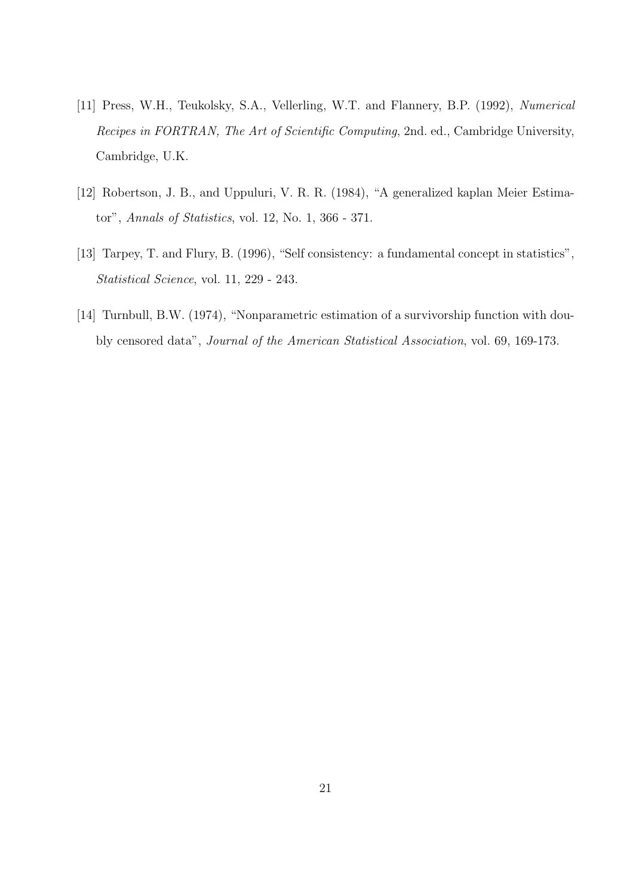[11] Press, W.H., Teukolsky, S.A., Vellerling, W.T. and Flannery, B.P. (1992), *Numerical Recipes in FORTRAN, The Art of Scientific Computing*, 2nd. ed., Cambridge University, Cambridge, U.K.

[12] Robertson, J. B., and Uppuluri, V. R. R. (1984), "A generalized kaplan Meier Estimator", *Annals of Statistics*, vol. 12, No. 1, 366 - 371.

[13] Tarpey, T. and Flury, B. (1996), "Self consistency: a fundamental concept in statistics", *Statistical Science*, vol. 11, 229 - 243.

[14] Turnbull, B.W. (1974), "Nonparametric estimation of a survivorship function with doubly censored data", *Journal of the American Statistical Association*, vol. 69, 169-173.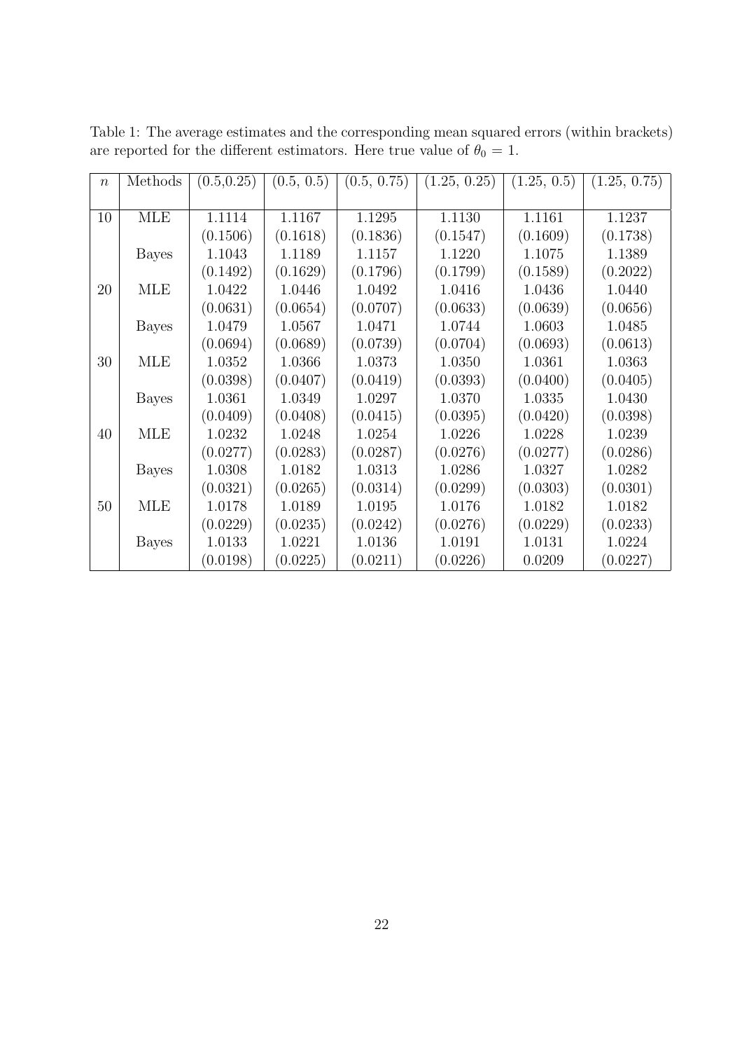Table 1: The average estimates and the corresponding mean squared errors (within brackets) are reported for the different estimators. Here true value of $\theta_0 = 1$.

| $n$ | Methods | (0.5,0.25) | (0.5, 0.5) | (0.5, 0.75) | (1.25, 0.25) | (1.25, 0.5) | (1.25, 0.75) |
|---|---|---|---|---|---|---|---|
| 10 | MLE | 1.1114 | 1.1167 | 1.1295 | 1.1130 | 1.1161 | 1.1237 |
| | | (0.1506) | (0.1618) | (0.1836) | (0.1547) | (0.1609) | (0.1738) |
| | Bayes | 1.1043 | 1.1189 | 1.1157 | 1.1220 | 1.1075 | 1.1389 |
| | | (0.1492) | (0.1629) | (0.1796) | (0.1799) | (0.1589) | (0.2022) |
| 20 | MLE | 1.0422 | 1.0446 | 1.0492 | 1.0416 | 1.0436 | 1.0440 |
| | | (0.0631) | (0.0654) | (0.0707) | (0.0633) | (0.0639) | (0.0656) |
| | Bayes | 1.0479 | 1.0567 | 1.0471 | 1.0744 | 1.0603 | 1.0485 |
| | | (0.0694) | (0.0689) | (0.0739) | (0.0704) | (0.0693) | (0.0613) |
| 30 | MLE | 1.0352 | 1.0366 | 1.0373 | 1.0350 | 1.0361 | 1.0363 |
| | | (0.0398) | (0.0407) | (0.0419) | (0.0393) | (0.0400) | (0.0405) |
| | Bayes | 1.0361 | 1.0349 | 1.0297 | 1.0370 | 1.0335 | 1.0430 |
| | | (0.0409) | (0.0408) | (0.0415) | (0.0395) | (0.0420) | (0.0398) |
| 40 | MLE | 1.0232 | 1.0248 | 1.0254 | 1.0226 | 1.0228 | 1.0239 |
| | | (0.0277) | (0.0283) | (0.0287) | (0.0276) | (0.0277) | (0.0286) |
| | Bayes | 1.0308 | 1.0182 | 1.0313 | 1.0286 | 1.0327 | 1.0282 |
| | | (0.0321) | (0.0265) | (0.0314) | (0.0299) | (0.0303) | (0.0301) |
| 50 | MLE | 1.0178 | 1.0189 | 1.0195 | 1.0176 | 1.0182 | 1.0182 |
| | | (0.0229) | (0.0235) | (0.0242) | (0.0276) | (0.0229) | (0.0233) |
| | Bayes | 1.0133 | 1.0221 | 1.0136 | 1.0191 | 1.0131 | 1.0224 |
| | | (0.0198) | (0.0225) | (0.0211) | (0.0226) | 0.0209 | (0.0227) |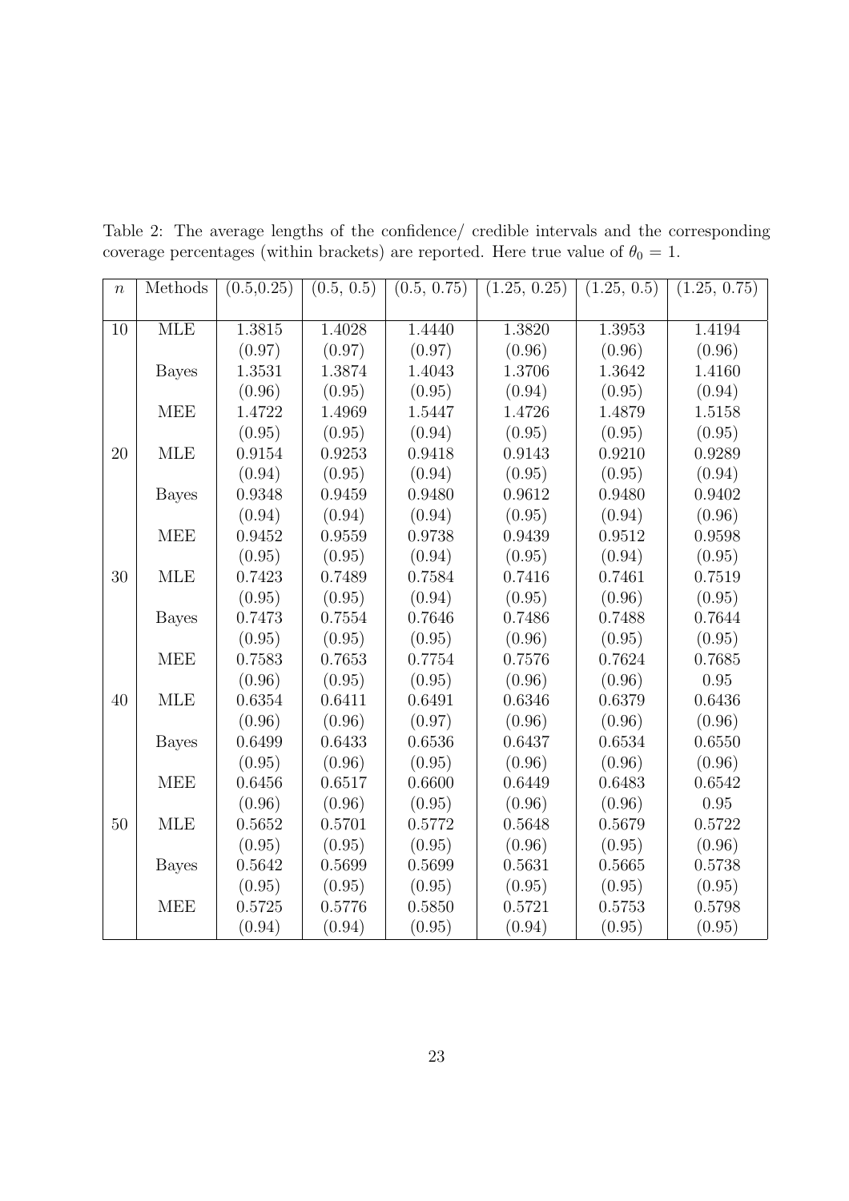Table 2: The average lengths of the confidence/ credible intervals and the corresponding coverage percentages (within brackets) are reported. Here true value of $\theta_0 = 1$.

| $n$ | Methods | (0.5,0.25) | (0.5, 0.5) | (0.5, 0.75) | (1.25, 0.25) | (1.25, 0.5) | (1.25, 0.75) |
|---|---|---|---|---|---|---|---|
| 10 | MLE | 1.3815 | 1.4028 | 1.4440 | 1.3820 | 1.3953 | 1.4194 |
| | | (0.97) | (0.97) | (0.97) | (0.96) | (0.96) | (0.96) |
| | Bayes | 1.3531 | 1.3874 | 1.4043 | 1.3706 | 1.3642 | 1.4160 |
| | | (0.96) | (0.95) | (0.95) | (0.94) | (0.95) | (0.94) |
| | MEE | 1.4722 | 1.4969 | 1.5447 | 1.4726 | 1.4879 | 1.5158 |
| | | (0.95) | (0.95) | (0.94) | (0.95) | (0.95) | (0.95) |
| 20 | MLE | 0.9154 | 0.9253 | 0.9418 | 0.9143 | 0.9210 | 0.9289 |
| | | (0.94) | (0.95) | (0.94) | (0.95) | (0.95) | (0.94) |
| | Bayes | 0.9348 | 0.9459 | 0.9480 | 0.9612 | 0.9480 | 0.9402 |
| | | (0.94) | (0.94) | (0.94) | (0.95) | (0.94) | (0.96) |
| | MEE | 0.9452 | 0.9559 | 0.9738 | 0.9439 | 0.9512 | 0.9598 |
| | | (0.95) | (0.95) | (0.94) | (0.95) | (0.94) | (0.95) |
| 30 | MLE | 0.7423 | 0.7489 | 0.7584 | 0.7416 | 0.7461 | 0.7519 |
| | | (0.95) | (0.95) | (0.94) | (0.95) | (0.96) | (0.95) |
| | Bayes | 0.7473 | 0.7554 | 0.7646 | 0.7486 | 0.7488 | 0.7644 |
| | | (0.95) | (0.95) | (0.95) | (0.96) | (0.95) | (0.95) |
| | MEE | 0.7583 | 0.7653 | 0.7754 | 0.7576 | 0.7624 | 0.7685 |
| | | (0.96) | (0.95) | (0.95) | (0.96) | (0.96) | 0.95 |
| 40 | MLE | 0.6354 | 0.6411 | 0.6491 | 0.6346 | 0.6379 | 0.6436 |
| | | (0.96) | (0.96) | (0.97) | (0.96) | (0.96) | (0.96) |
| | Bayes | 0.6499 | 0.6433 | 0.6536 | 0.6437 | 0.6534 | 0.6550 |
| | | (0.95) | (0.96) | (0.95) | (0.96) | (0.96) | (0.96) |
| | MEE | 0.6456 | 0.6517 | 0.6600 | 0.6449 | 0.6483 | 0.6542 |
| | | (0.96) | (0.96) | (0.95) | (0.96) | (0.96) | 0.95 |
| 50 | MLE | 0.5652 | 0.5701 | 0.5772 | 0.5648 | 0.5679 | 0.5722 |
| | | (0.95) | (0.95) | (0.95) | (0.96) | (0.95) | (0.96) |
| | Bayes | 0.5642 | 0.5699 | 0.5699 | 0.5631 | 0.5665 | 0.5738 |
| | | (0.95) | (0.95) | (0.95) | (0.95) | (0.95) | (0.95) |
| | MEE | 0.5725 | 0.5776 | 0.5850 | 0.5721 | 0.5753 | 0.5798 |
| | | (0.94) | (0.94) | (0.95) | (0.94) | (0.95) | (0.95) |